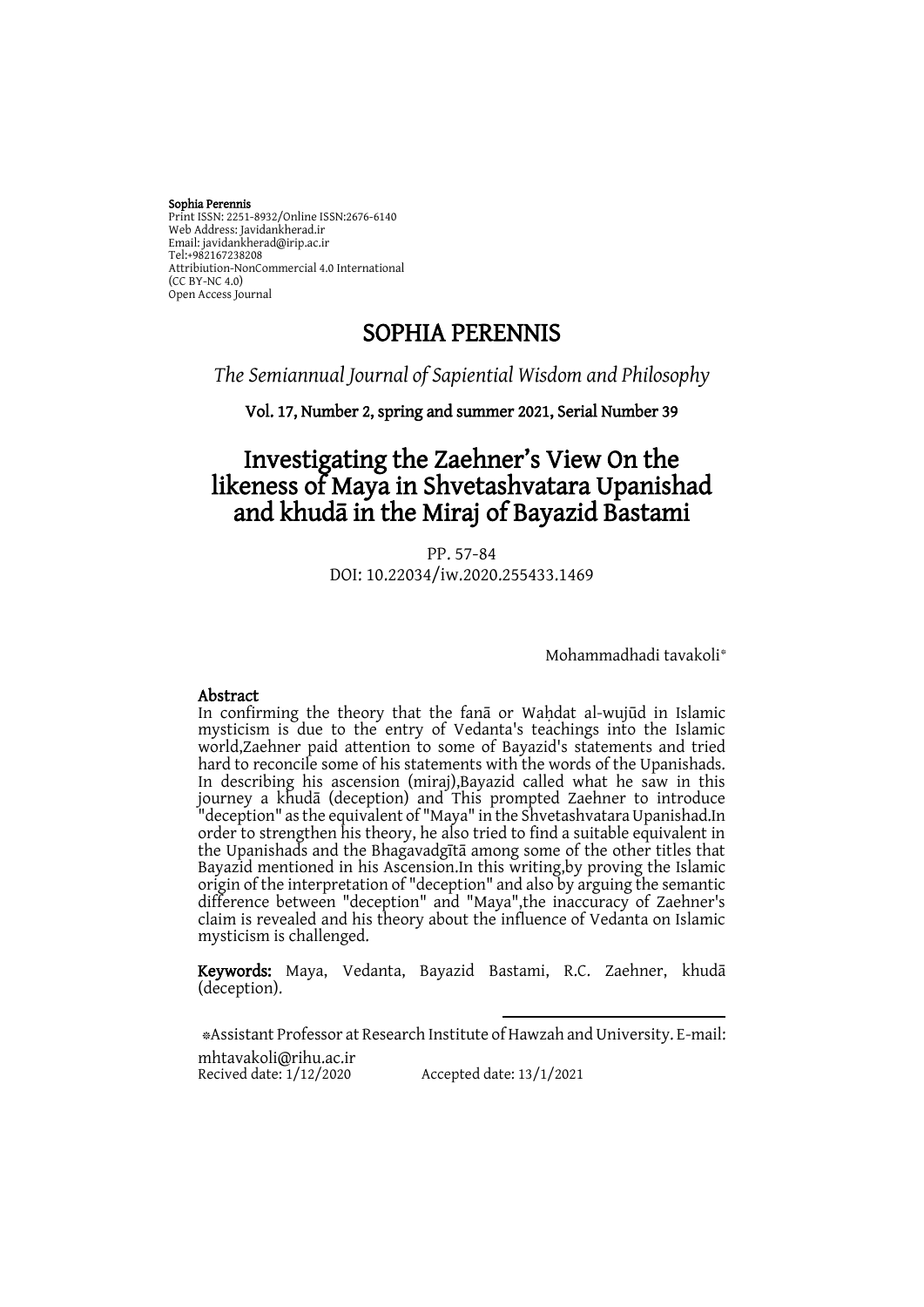**Sophia Perennis**
Print ISSN: 2251-8932/Online ISSN:2676-6140
Web Address: Javidankherad.ir
Email: javidankherad@irip.ac.ir
Tel:+982167238208
Attribiution-NonCommercial 4.0 International
(CC BY-NC 4.0)
Open Access Journal

# SOPHIA PERENNIS

*The Semiannual Journal of Sapiential Wisdom and Philosophy*

**Vol. 17, Number 2, spring and summer 2021, Serial Number 39**

# Investigating the Zaehner's View On the likeness of Maya in Shvetashvatara Upanishad and khudā in the Miraj of Bayazid Bastami

PP. 57-84
DOI: 10.22034/iw.2020.255433.1469

Mohammadhadi tavakoli*

## Abstract

In confirming the theory that the fanā or Waḥdat al-wujūd in Islamic mysticism is due to the entry of Vedanta's teachings into the Islamic world,Zaehner paid attention to some of Bayazid's statements and tried hard to reconcile some of his statements with the words of the Upanishads. In describing his ascension (miraj),Bayazid called what he saw in this journey a khudā (deception) and This prompted Zaehner to introduce "deception" as the equivalent of "Maya" in the Shvetashvatara Upanishad.In order to strengthen his theory, he also tried to find a suitable equivalent in the Upanishads and the Bhagavadgītā among some of the other titles that Bayazid mentioned in his Ascension.In this writing,by proving the Islamic origin of the interpretation of "deception" and also by arguing the semantic difference between "deception" and "Maya",the inaccuracy of Zaehner's claim is revealed and his theory about the influence of Vedanta on Islamic mysticism is challenged.

**Keywords:** Maya, Vedanta, Bayazid Bastami, R.C. Zaehner, khudā (deception).

*Assistant Professor at Research Institute of Hawzah and University. E-mail: mhtavakoli@rihu.ac.ir

Recived date: 1/12/2020 Accepted date: 13/1/2021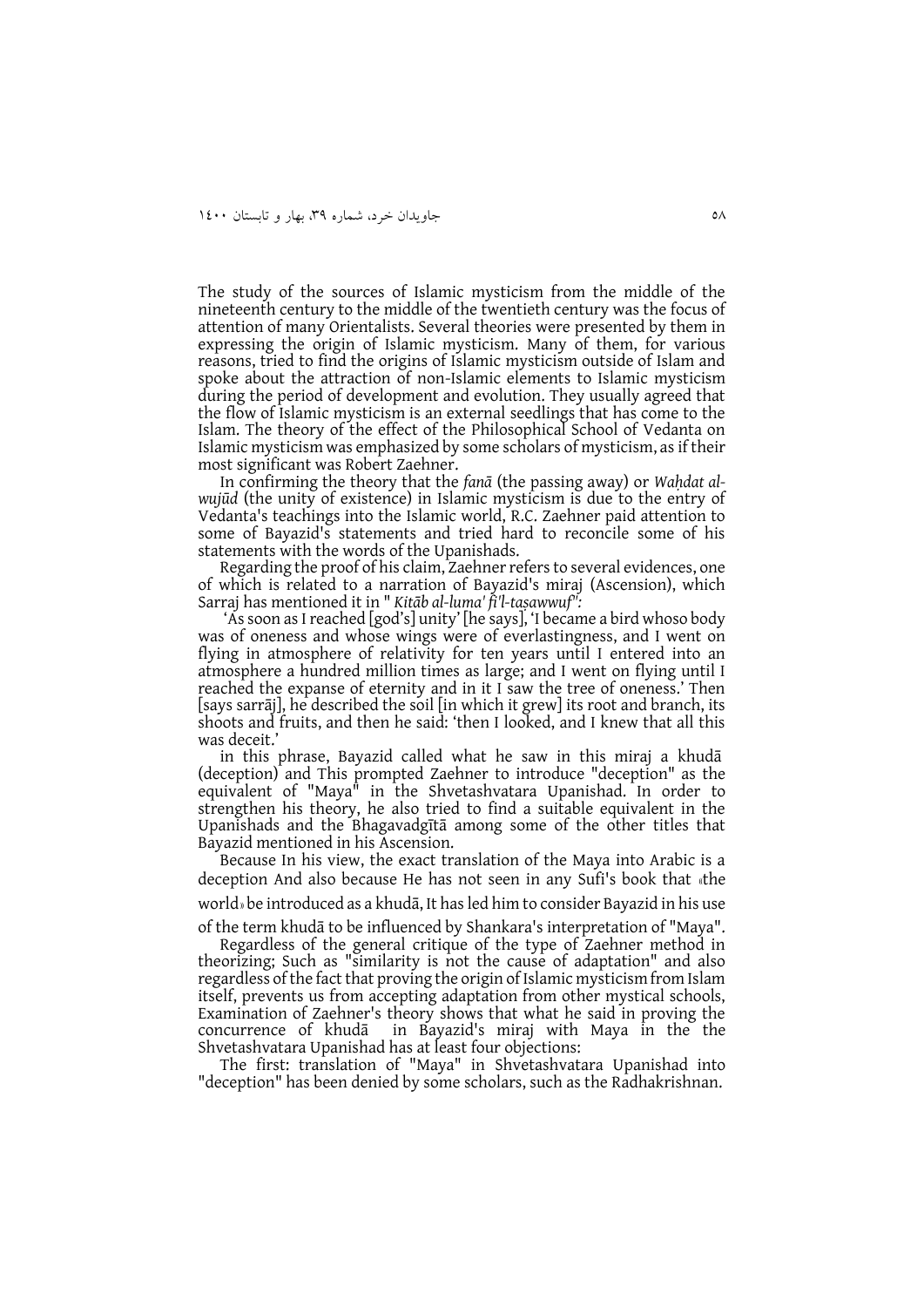The study of the sources of Islamic mysticism from the middle of the nineteenth century to the middle of the twentieth century was the focus of attention of many Orientalists. Several theories were presented by them in expressing the origin of Islamic mysticism. Many of them, for various reasons, tried to find the origins of Islamic mysticism outside of Islam and spoke about the attraction of non-Islamic elements to Islamic mysticism during the period of development and evolution. They usually agreed that the flow of Islamic mysticism is an external seedlings that has come to the Islam. The theory of the effect of the Philosophical School of Vedanta on Islamic mysticism was emphasized by some scholars of mysticism, as if their most significant was Robert Zaehner.

In confirming the theory that the *fanā* (the passing away) or *Waḥdat al-wujūd* (the unity of existence) in Islamic mysticism is due to the entry of Vedanta's teachings into the Islamic world, R.C. Zaehner paid attention to some of Bayazid's statements and tried hard to reconcile some of his statements with the words of the Upanishads.

Regarding the proof of his claim, Zaehner refers to several evidences, one of which is related to a narration of Bayazid's miraj (Ascension), which Sarraj has mentioned it in " *Kitāb al-luma' fi'l-taṣawwuf":*

'As soon as I reached [god's] unity' [he says], 'I became a bird whoso body was of oneness and whose wings were of everlastingness, and I went on flying in atmosphere of relativity for ten years until I entered into an atmosphere a hundred million times as large; and I went on flying until I reached the expanse of eternity and in it I saw the tree of oneness.' Then [says sarrāj], he described the soil [in which it grew] its root and branch, its shoots and fruits, and then he said: 'then I looked, and I knew that all this was deceit.'

in this phrase, Bayazid called what he saw in this miraj a khudā (deception) and This prompted Zaehner to introduce "deception" as the equivalent of "Maya" in the Shvetashvatara Upanishad. In order to strengthen his theory, he also tried to find a suitable equivalent in the Upanishads and the Bhagavadgītā among some of the other titles that Bayazid mentioned in his Ascension.

Because In his view, the exact translation of the Maya into Arabic is a deception And also because He has not seen in any Sufi's book that «the world» be introduced as a khudā, It has led him to consider Bayazid in his use of the term khudā to be influenced by Shankara's interpretation of "Maya".

Regardless of the general critique of the type of Zaehner method in theorizing; Such as "similarity is not the cause of adaptation" and also regardless of the fact that proving the origin of Islamic mysticism from Islam itself, prevents us from accepting adaptation from other mystical schools, Examination of Zaehner's theory shows that what he said in proving the concurrence of khudā in Bayazid's miraj with Maya in the the Shvetashvatara Upanishad has at least four objections:

The first: translation of "Maya" in Shvetashvatara Upanishad into "deception" has been denied by some scholars, such as the Radhakrishnan.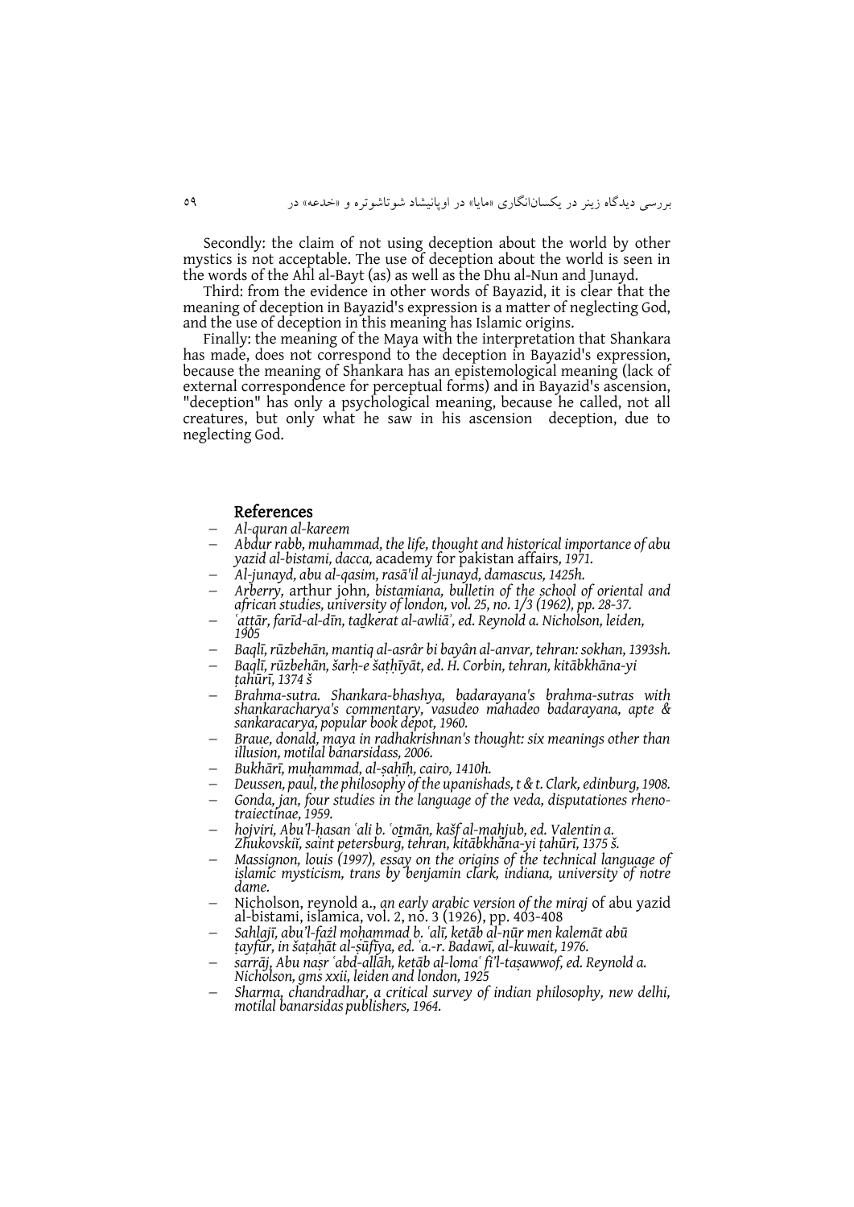Secondly: the claim of not using deception about the world by other mystics is not acceptable. The use of deception about the world is seen in the words of the Ahl al-Bayt (as) as well as the Dhu al-Nun and Junayd.

Third: from the evidence in other words of Bayazid, it is clear that the meaning of deception in Bayazid's expression is a matter of neglecting God, and the use of deception in this meaning has Islamic origins.

Finally: the meaning of the Maya with the interpretation that Shankara has made, does not correspond to the deception in Bayazid's expression, because the meaning of Shankara has an epistemological meaning (lack of external correspondence for perceptual forms) and in Bayazid's ascension, "deception" has only a psychological meaning, because he called, not all creatures, but only what he saw in his ascension deception, due to neglecting God.

## References

- *Al-quran al-kareem*
- *Abdur rabb, muhammad, the life, thought and historical importance of abu yazid al-bistami, dacca,* academy for pakistan affairs*, 1971.*
- *Al-junayd, abu al-qasim, rasā'il al-junayd, damascus, 1425h.*
- *Arberry,* arthur john*, bistamiana, bulletin of the school of oriental and african studies, university of london, vol. 25, no. 1/3 (1962), pp. 28-37.*
- *ʿaṭṭār, farīd-al-dīn, taḏkerat al-awliāʾ, ed. Reynold a. Nicholson, leiden, 1905*
- *Baqlī, rūzbehān, mantiq al-asrâr bi bayân al-anvar, tehran: sokhan, 1393sh.*
- *Baqlī, rūzbehān, šarḥ-e šaṭḥīyāt, ed. H. Corbin, tehran, kitābkhāna-yi ṭahūrī, 1374 š*
- *Brahma-sutra. Shankara-bhashya, badarayana's brahma-sutras with shankaracharya's commentary, vasudeo mahadeo badarayana, apte & sankaracarya, popular book depot, 1960.*
- *Braue, donald, maya in radhakrishnan's thought: six meanings other than illusion, motilal banarsidass, 2006.*
- *Bukhārī, muḥammad, al-ṣaḥīḥ, cairo, 1410h.*
- *Deussen, paul, the philosophy of the upanishads, t & t. Clark, edinburg, 1908.*
- *Gonda, jan, four studies in the language of the veda, disputationes rheno-traiectinae, 1959.*
- *hojviri, Abu'l-ḥasan ʿali b. ʿoṯmān, kašf al-mahjub, ed. Valentin a. Zhukovskiĭ, saint petersburg, tehran, kitābkhāna-yi ṭahūrī, 1375 š.*
- *Massignon, louis (1997), essay on the origins of the technical language of islamic mysticism, trans by benjamin clark, indiana, university of notre dame.*
- Nicholson, reynold a., *an early arabic version of the miraj* of abu yazid al-bistami, islamica, vol. 2, no. 3 (1926), pp. 403-408
- *Sahlajī, abu'l-fażl moḥammad b. ʿalī, ketāb al-nūr men kalemāt abū ṭayfūr, in šaṭaḥāt al-ṣūfīya, ed. ʿa.-r. Badawī, al-kuwait, 1976.*
- *sarrāj, Abu naṣr ʿabd-allāh, ketāb al-lomaʿ fi'l-taṣawwof, ed. Reynold a. Nicholson, gms xxii, leiden and london, 1925*
- *Sharma, chandradhar, a critical survey of indian philosophy, new delhi, motilal banarsidas publishers, 1964.*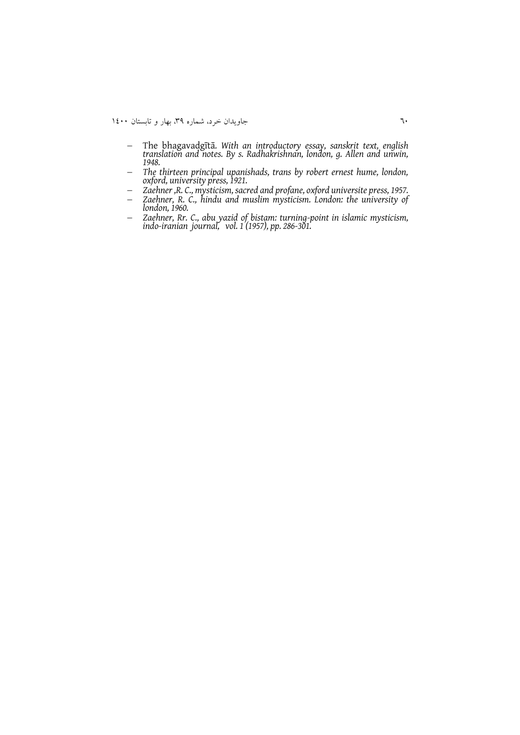- The bhagavadgītā. *With an introductory essay, sanskrit text, english translation and notes. By s. Radhakrishnan, london, g. Allen and unwin, 1948.*
- *The thirteen principal upanishads, trans by robert ernest hume, london, oxford, university press, 1921.*
- *Zaehner ,R. C., mysticism, sacred and profane, oxford universite press, 1957.*
- *Zaehner, R. C., hindu and muslim mysticism. London: the university of london, 1960.*
- *Zaehner, Rr. C., abu yazid of bistam: turning-point in islamic mysticism, indo-iranian journal, vol. 1 (1957), pp. 286-301.*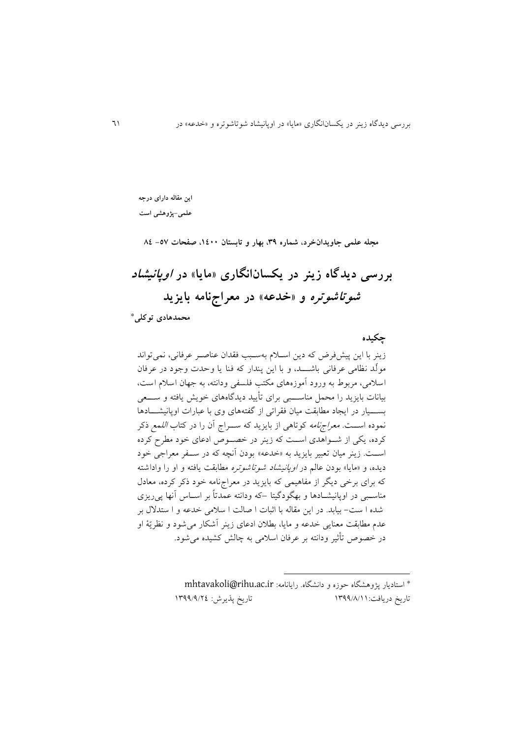**این مقاله دارای درجه علمی-پژوهشی است**

**مجله علمی جاویدان‌خرد، شماره ۳۹، بهار و تابستان ۱۴۰۰، صفحات ۵۷- ۸۴**

# بررسی دیدگاه زینر در یکسان‌انگاری «مایا» در *اوپانیشاد شوتاشوتره* و «خدعه» در معراج‌نامه بایزید

**محمدهادی توکلی[*]**

## چکیده

زینر با این پیش‌فرض که دین اسلام به‌سبب فقدان عناصر عرفانی، نمی‌تواند مولّد نظامی عرفانی باشد، و با این پندار که فنا یا وحدت وجود در عرفان اسلامی، مربوط به ورود آموزه‌های مکتب فلسفی ودانته، به جهان اسلام است، بیانات بایزید را محمل مناسبی برای تأیید دیدگاه‌های خویش یافته و سعی بسیار در ایجاد مطابقت میان فقراتی از گفته‌های وی با عبارات اوپانیشادها نموده است. *معراج‌نامه* کوتاهی از بایزید که سراج آن را در کتاب *اللمع* ذکر کرده، یکی از شواهدی است که زینر در خصوص ادعای خود مطرح کرده است. زینر میان تعبیر بایزید به «خدعه» بودن آنچه که در سفر معراجی خود دیده، و «مایا» بودن عالم در *اوپانیشاد شوتاشوتره* مطابقت یافته و او را واداشته که برای برخی دیگر از مفاهیمی که بایزید در معراج‌نامه خود ذکر کرده، معادل مناسبی در اوپانیشادها و بهگودگیتا –که ودانته عمدتاً بر اساس آنها پی‌ریزی شده است– بیابد. در این مقاله با اثبات اصالت اسلامی خدعه و استدلال بر عدم مطابقت معنایی خدعه و مایا، بطلان ادعای زینر آشکار می‌شود و نظریهٔ او در خصوص تأثیر ودانته بر عرفان اسلامی به چالش کشیده می‌شود.

---

[*] استادیار پژوهشگاه حوزه و دانشگاه. رایانامه: mhtavakoli@rihu.ac.ir

تاریخ دریافت: ۱۳۹۹/۸/۱۱ — تاریخ پذیرش: ۱۳۹۹/۹/۲۴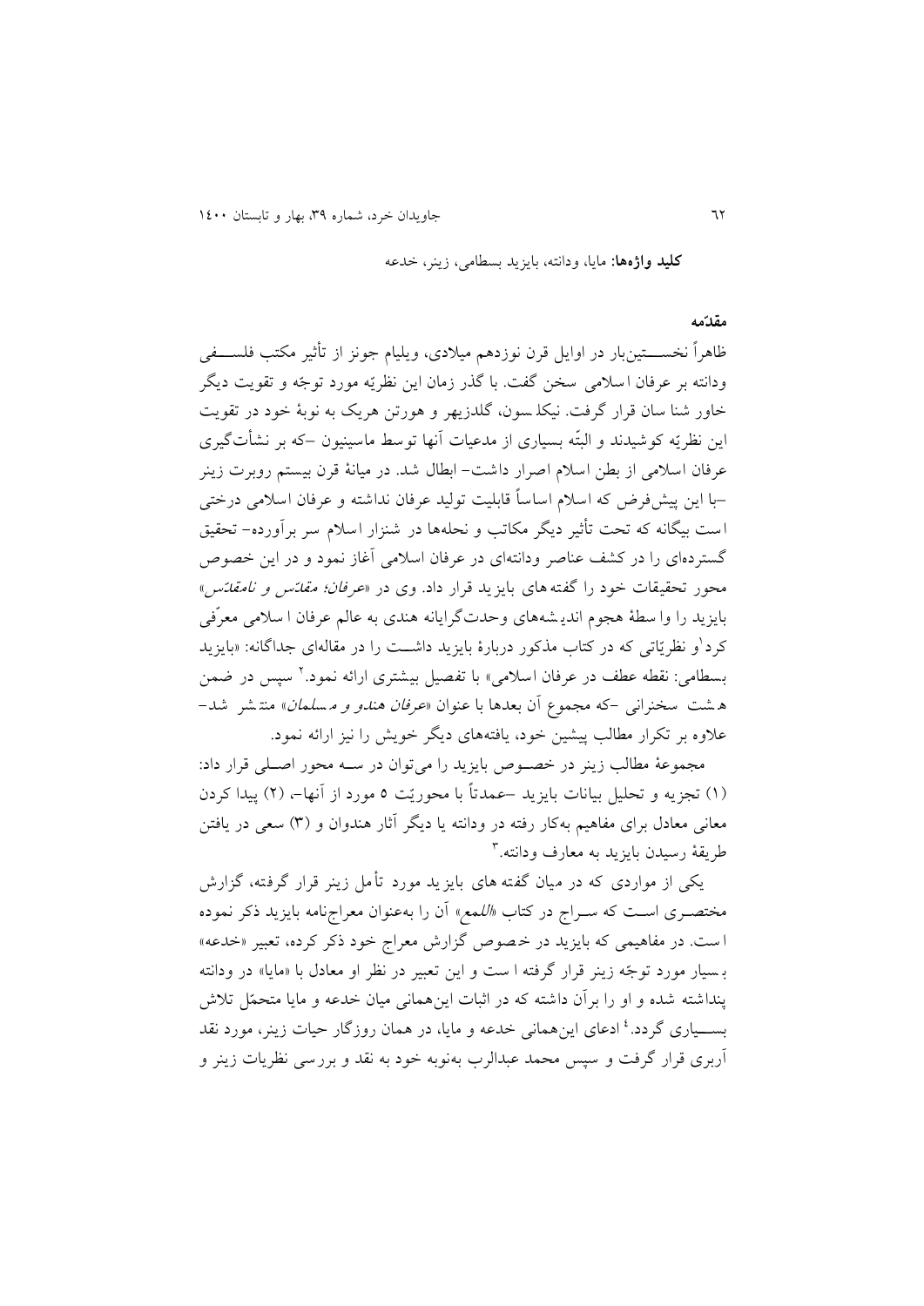**کلید واژه‌ها:** مایا، ودانته، بایزید بسطامی، زینر، خدعه

**مقدّمه**

ظاهراً نخستین‌بار در اوایل قرن نوزدهم میلادی، ویلیام جونز از تأثیر مکتب فلسفی ودانته بر عرفان اسلامی سخن گفت. با گذر زمان این نظریّه مورد توجّه و تقویت دیگر خاور شناسان قرار گرفت. نیکلسون، گلدزیهر و هورتن هریک به نوبهٔ خود در تقویت این نظریّه کوشیدند و البتّه بسیاری از مدعیات آنها توسط ماسینیون –که بر نشأت‌گیری عرفان اسلامی از بطن اسلام اصرار داشت– ابطال شد. در میانهٔ قرن بیستم روبرت زینر –با این پیش‌فرض که اسلام اساساً قابلیت تولید عرفان نداشته و عرفان اسلامی درختی است بیگانه که تحت تأثیر دیگر مکاتب و نحله‌ها در شنزار اسلام سر برآورده– تحقیق گسترده‌ای را در کشف عناصر ودانته‌ای در عرفان اسلامی آغاز نمود و در این خصوص محور تحقیقات خود را گفته‌های بایزید قرار داد. وی در «*عرفان؛ مقدّس و نامقدّس*» بایزید را واسطهٔ هجوم اندیشه‌های وحدت‌گرایانه هندی به عالم عرفان اسلامی معرّفی کرد[1] و نظریّاتی که در کتاب مذکور دربارهٔ بایزید داشت را در مقاله‌ای جداگانه: «بایزید بسطامی: نقطه عطف در عرفان اسلامی» با تفصیل بیشتری ارائه نمود.[2] سپس در ضمن هشت سخنرانی –که مجموع آن بعدها با عنوان «*عرفان هندو و مسلمان*» منتشر شد– علاوه بر تکرار مطالب پیشین خود، یافته‌های دیگر خویش را نیز ارائه نمود.

مجموعهٔ مطالب زینر در خصوص بایزید را می‌توان در سه محور اصلی قرار داد: (۱) تجزیه و تحلیل بیانات بایزید –عمدتاً با محوریّت ۵ مورد از آنها–، (۲) پیدا کردن معانی معادل برای مفاهیم به‌کار رفته در ودانته یا دیگر آثار هندوان و (۳) سعی در یافتن طریقهٔ رسیدن بایزید به معارف ودانته.[3]

یکی از مواردی که در میان گفته‌های بایزید مورد تأمل زینر قرار گرفته، گزارش مختصری است که سراج در کتاب «*اللمع*» آن را به‌عنوان معراج‌نامه بایزید ذکر نموده است. در مفاهیمی که بایزید در خصوص گزارش معراج خود ذکر کرده، تعبیر «خدعه» بسیار مورد توجّه زینر قرار گرفته است و این تعبیر در نظر او معادل با «مایا» در ودانته پنداشته شده و او را برآن داشته که در اثبات این‌همانی میان خدعه و مایا متحمّل تلاش بسیاری گردد.[4] ادعای این‌همانی خدعه و مایا، در همان روزگار حیات زینر، مورد نقد آربری قرار گرفت و سپس محمد عبدالرب به‌نوبه خود به نقد و بررسی نظریات زینر و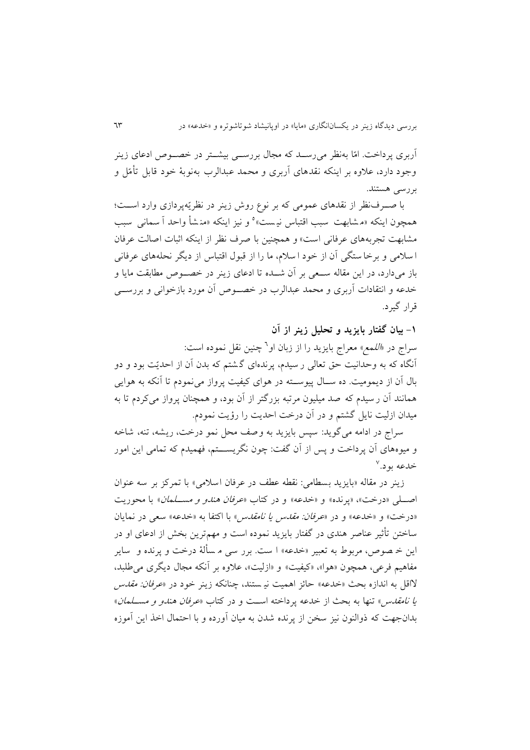آربری پرداخت. امّا به‌نظر می‌رسد که مجال بررسی بیشتر در خصوص ادعای زینر وجود دارد، علاوه بر اینکه نقدهای آربری و محمد عبدالرب به‌نوبهٔ خود قابل تأمّل و بررسی هستند.

با صرف‌نظر از نقدهای عمومی که بر نوع روش زینر در نظریّه‌پردازی وارد است؛ همچون اینکه «مشابهت سبب اقتباس نیست»[5] و نیز اینکه «منشأ واحد آسمانی سبب مشابهت تجربه‌های عرفانی است» و همچنین با صرف نظر از اینکه اثبات اصالت عرفان اسلامی و برخاستگی آن از خود اسلام، ما را از قبول اقتباس از دیگر نحله‌های عرفانی باز می‌دارد، در این مقاله سعی بر آن شده تا ادعای زینر در خصوص مطابقت مایا و خدعه و انتقادات آربری و محمد عبدالرب در خصوص آن مورد بازخوانی و بررسی قرار گیرد.

## ۱- بیان گفتار بایزید و تحلیل زینر از آن

سراج در «*اللمع*» معراج بایزید را از زبان او[6] چنین نقل نموده است:

آنگاه که به وحدانیت حق تعالی رسیدم، پرنده‌ای گشتم که بدن آن از احدیّت بود و دو بال آن از دیمومیت. ده سال پیوسته در هوای کیفیت پرواز می‌نمودم تا آنکه به هوایی همانند آن رسیدم که صد میلیون مرتبه بزرگتر از آن بود، و همچنان پرواز می‌کردم تا به میدان ازلیت نایل گشتم و در آن درخت احدیت را رؤیت نمودم.

سراج در ادامه می‌گوید: سپس بایزید به وصف محل نمو درخت، ریشه، تنه، شاخه و میوه‌های آن پرداخت و پس از آن گفت: چون نگریستم، فهمیدم که تمامی این امور خدعه بود.[7]

زینر در مقاله «بایزید بسطامی: نقطه عطف در عرفان اسلامی» با تمرکز بر سه عنوان اصلی «درخت»، «پرنده» و «خدعه» و در کتاب «*عرفان هندو و مسلمان*» با محوریت «درخت» و «خدعه» و در «*عرفان: مقدس یا نامقدس*» با اکتفا به «خدعه» سعی در نمایان ساختن تأثیر عناصر هندی در گفتار بایزید نموده است و مهم‌ترین بخش از ادعای او در این خصوص، مربوط به تعبیر «خدعه» است. بررسی مسألهٔ درخت و پرنده و سایر مفاهیم فرعی، همچون «هوا»، «کیفیت» و «ازلیت»، علاوه بر آنکه مجال دیگری می‌طلبد، لااقل به اندازه بحث «خدعه» حائز اهمیت نیستند، چنانکه زینر خود در «*عرفان: مقدس یا نامقدس*» تنها به بحث از خدعه پرداخته است و در کتاب «*عرفان هندو و مسلمان*» بدان‌جهت که ذوالنون نیز سخن از پرنده شدن به میان آورده و با احتمال اخذ این آموزه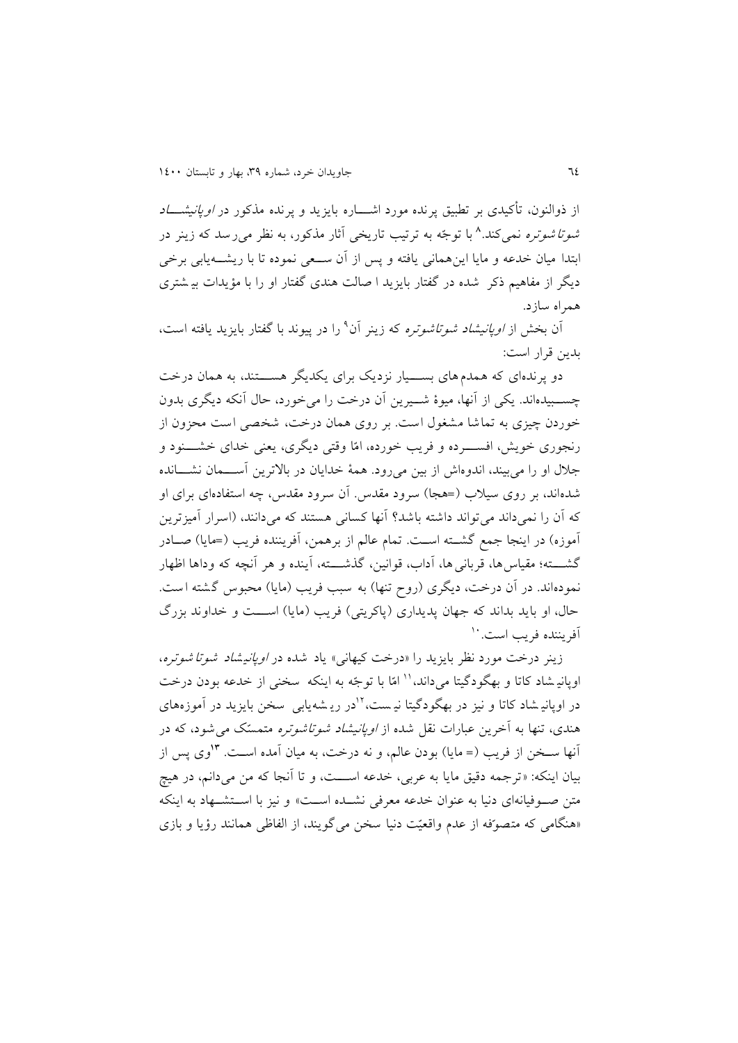از ذوالنون، تأکیدی بر تطبیق پرنده مورد اشـــاره بایزید و پرنده مذکور در *اوپانیشـــاد شوتاشوتره* نمی‌کند.[8] با توجّه به ترتیب تاریخی آثار مذکور، به نظر می‌رسد که زینر در ابتدا میان خدعه و مایا این‌همانی یافته و پس از آن ســـعی نموده تا با ریشـــه‌یابی برخی دیگر از مفاهیم ذکر شده در گفتار بایزید اصالت هندی گفتار او را با مؤیدات بیشتری همراه سازد.

آن بخش از *اوپانیشاد شوتاشوتره* که زینر آن[9] را در پیوند با گفتار بایزید یافته است، بدین قرار است:

دو پرنده‌ای که همدم‌های بســـیار نزدیک برای یکدیگر هســـتند، به همان درخت چســـبیده‌اند. یکی از آنها، میوهٔ شـــیرین آن درخت را می‌خورد، حال آنکه دیگری بدون خوردن چیزی به تماشا مشغول است. بر روی همان درخت، شخصی است محزون از رنجوری خویش، افســـرده و فریب خورده، امّا وقتی دیگری، یعنی خدای خشـــنود و جلال او را می‌بیند، اندوه‌اش از بین می‌رود. همهٔ خدایان در بالاترین آســـمان نشـــانده شده‌اند، بر روی سیلاب (=هجا) سرود مقدس. آن سرود مقدس، چه استفاده‌ای برای او که آن را نمی‌داند می‌تواند داشته باشد؟ آنها کسانی هستند که می‌دانند، (اسرار آمیزترین آموزه) در اینجا جمع گشـــته اســـت. تمام عالم از برهمن، آفریننده فریب (=مایا) صـــادر گشـــته؛ مقیاس‌ها، قربانی‌ها، آداب، قوانین، گذشـــته، آینده و هر آنچه که وداها اظهار نموده‌اند. در آن درخت، دیگری (روح تنها) به سبب فریب (مایا) محبوس گشته است. حال، او باید بداند که جهان پدیداری (پاکریتی) فریب (مایا) اســـت و خداوند بزرگ آفریننده فریب است.[10]

زینر درخت مورد نظر بایزید را «درخت کیهانی» یاد شده در *اوپانیشاد شوتاشوتره*، اوپانیشاد کاتا و بهگودگیتا می‌داند،[11] امّا با توجّه به اینکه سخنی از خدعه بودن درخت در اوپانیشاد کاتا و نیز در بهگودگیتا نیست،[12] در ریشه‌یابی سخن بایزید در آموزه‌های هندی، تنها به آخرین عبارات نقل شده از *اوپانیشاد شوتاشوتره* متمسّک می‌شود، که در آنها ســـخن از فریب (= مایا) بودن عالم، و نه درخت، به میان آمده اســـت.[13] وی پس از بیان اینکه: «ترجمه دقیق مایا به عربی، خدعه اســـت، و تا آنجا که من می‌دانم، در هیچ متن صـــوفیانه‌ای دنیا به عنوان خدعه معرفی نشـــده اســـت» و نیز با اســـتشـــهاد به اینکه «هنگامی که متصوّفه از عدم واقعیّت دنیا سخن می‌گویند، از الفاظی همانند رؤیا و بازی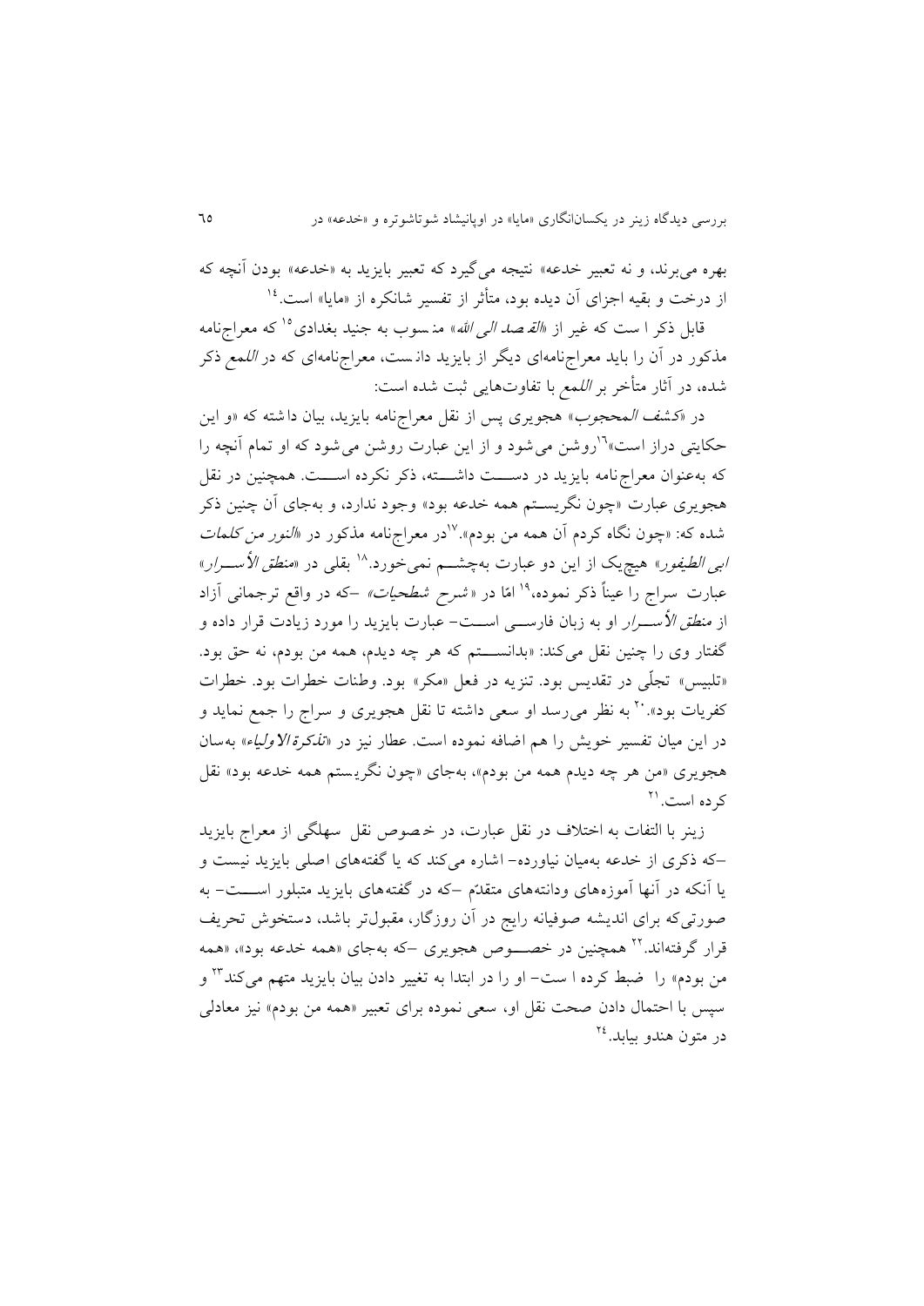بهره می‌برند، و نه تعبیر خدعه» نتیجه می‌گیرد که تعبیر بایزید به «خدعه» بودن آنچه که از درخت و بقیه اجزای آن دیده بود، متأثر از تفسیر شانکره از «مایا» است.[14]

قابل ذکر است که غیر از «*القصد الی الله*» منسوب به جنید بغدادی[15] که معراج‌نامه مذکور در آن را باید معراج‌نامه‌ای دیگر از بایزید دانست، معراج‌نامه‌ای که در *اللمع* ذکر شده، در آثار متأخر بر *اللمع* با تفاوت‌هایی ثبت شده است:

در «*کشف المحجوب*» هجویری پس از نقل معراج‌نامه بایزید، بیان داشته که «و این حکایتی دراز است»[16] روشن می‌شود و از این عبارت روشن می‌شود که او تمام آنچه را که به‌عنوان معراج‌نامه بایزید در دست داشته، ذکر نکرده است. همچنین در نقل هجویری عبارت «چون نگریستم همه خدعه بود» وجود ندارد، و به‌جای آن چنین ذکر شده که: «چون نگاه کردم آن همه من بودم».[17] در معراج‌نامه مذکور در «*النور من کلمات ابی الطیفور*» هیچ‌یک از این دو عبارت به‌چشم نمی‌خورد.[18] بقلی در «*منطق الأسرار*» عبارت سراج را عیناً ذکر نموده،[19] امّا در «*شرح شطحیات*» –که در واقع ترجمانی آزاد از *منطق الأسرار* او به زبان فارسی است– عبارت بایزید را مورد زیادت قرار داده و گفتار وی را چنین نقل می‌کند: «بدانستم که هر چه دیدم، همه من بودم، نه حق بود. «تلبیس» تجلّی در تقدیس بود. تنزیه در فعل «مکر» بود. وطنات خطرات بود. خطرات کفریات بود».[20] به نظر می‌رسد او سعی داشته تا نقل هجویری و سراج را جمع نماید و در این میان تفسیر خویش را هم اضافه نموده است. عطار نیز در «*تذکرة الاولیاء*» به‌سان هجویری «من هر چه دیدم همه من بودم»، به‌جای «چون نگریستم همه خدعه بود» نقل کرده است.[21]

زینر با التفات به اختلاف در نقل عبارت، در خصوص نقل سهلگی از معراج بایزید –که ذکری از خدعه به‌میان نیاورده– اشاره می‌کند که یا گفته‌های اصلی بایزید نیست و یا آنکه در آنها آموزه‌ها ودانسته‌های متقدّم –که در گفته‌های بایزید متبلور است– به صورتی که برای اندیشه صوفیانه رایج در آن روزگار، مقبول‌تر باشد، دستخوش تحریف قرار گرفته‌اند.[22] همچنین در خصوص هجویری –که به‌جای «همه خدعه بود»، «همه من بودم» را ضبط کرده است– او را در ابتدا به تغییر دادن بیان بایزید متهم می‌کند[23] و سپس با احتمال دادن صحت نقل او، سعی نموده برای تعبیر «همه من بودم» نیز معادلی در متون هندو بیابد.[24]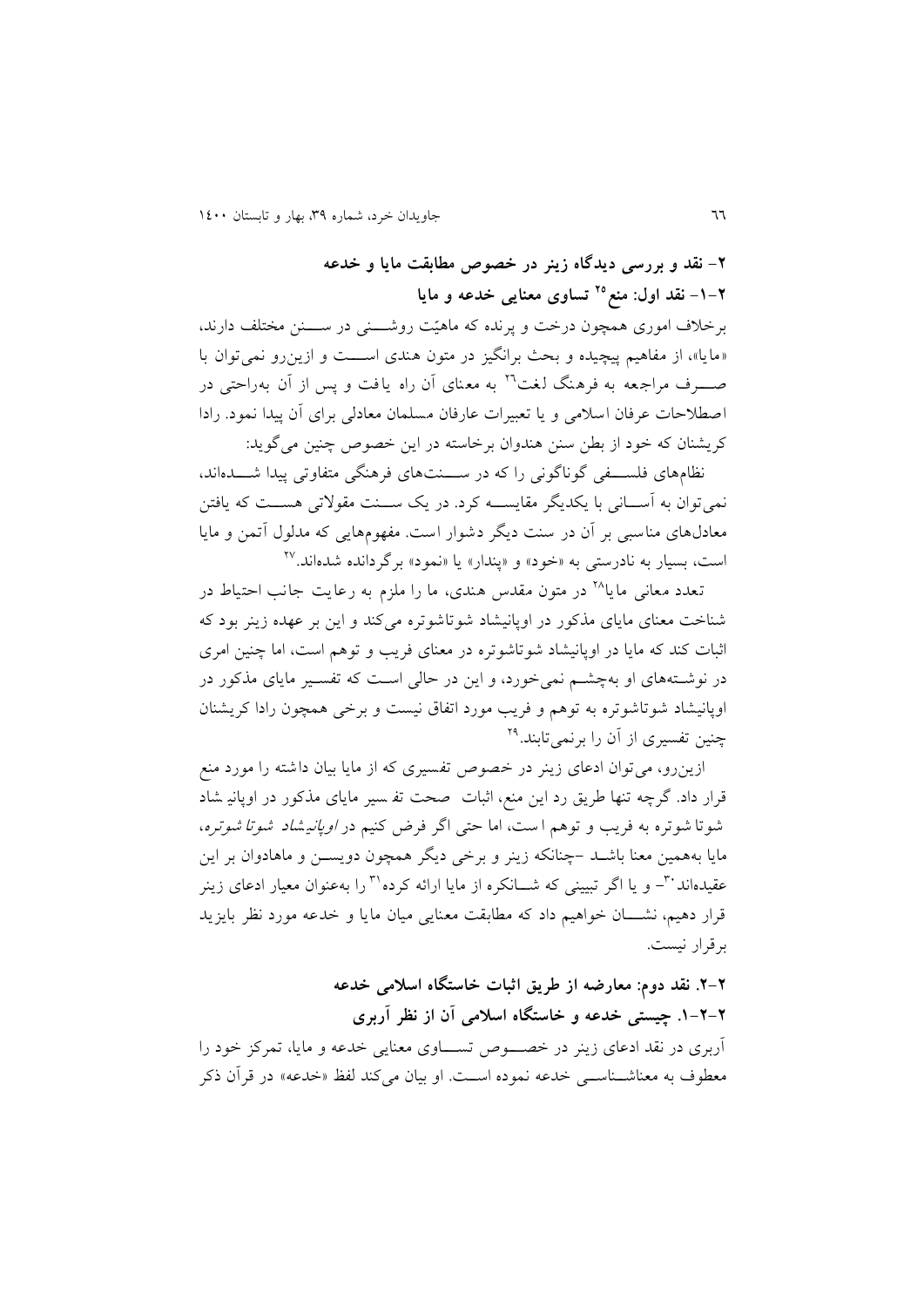## ۲- نقد و بررسی دیدگاه زینر در خصوص مطابقت مایا و خدعه

### ۲-۱- نقد اول: منع[۲۵] تساوی معنایی خدعه و مایا

برخلاف اموری همچون درخت و پرنده که ماهیّت روشـــنی در ســـنن مختلف دارند، «مایا»، از مفاهیم پیچیده و بحث برانگیز در متون هندی اســـت و ازین‌رو نمی‌توان با صـــرف مراجعه به فرهنگ لغت[۲۶] به معنای آن راه یافت و پس از آن به‌راحتی در اصطلاحات عرفان اسلامی و یا تعبیرات عارفان مسلمان معادلی برای آن پیدا نمود. رادا کریشنان که خود از بطن سنن هندوان برخاسته در این خصوص چنین می‌گوید:

نظام‌های فلســـفی گوناگونی را که در ســـنت‌های فرهنگی متفاوتی پیدا شـــده‌اند، نمی‌توان به آســـانی با یکدیگر مقایســـه کرد. در یک ســـنت مقولاتی هســـت که یافتن معادل‌های مناسبی بر آن در سنت دیگر دشوار است. مفهوم‌هایی که مدلول آتمن و مایا است، بسیار به نادرستی به «خود» و «پندار» یا «نمود» برگردانده شده‌اند.[۲۷]

تعدد معانی مایا[۲۸] در متون مقدس هندی، ما را ملزم به رعایت جانب احتیاط در شناخت معنای مایای مذکور در اوپانیشاد شوتاشوتره می‌کند و این بر عهده زینر بود که اثبات کند که مایا در اوپانیشاد شوتاشوتره در معنای فریب و توهم است، اما چنین امری در نوشـــته‌های او به‌چشـــم نمی‌خورد، و این در حالی اســـت که تفســـیر مایای مذکور در اوپانیشاد شوتاشوتره به توهم و فریب مورد اتفاق نیست و برخی همچون رادا کریشنان چنین تفسیری از آن را برنمی‌تابند.[۲۹]

ازین‌رو، می‌توان ادعای زینر در خصوص تفسیری که از مایا بیان داشته را مورد منع قرار داد. گرچه تنها طریق رد این منع، اثبات صحت تفسیر مایای مذکور در اوپانیشاد شوتاشوتره به فریب و توهم است، اما حتی اگر فرض کنیم در *اوپانیشاد شوتاشوتره*، مایا به‌همین معنا باشـد –چنانکه زینر و برخی دیگر همچون دویســن و ماهادوان بر این عقیده‌اند[۳۰]– و یا اگر تبیینی که شـــانکره از مایا ارائه کرده[۳۱] را به‌عنوان معیار ادعای زینر قرار دهیم، نشـــان خواهیم داد که مطابقت معنایی میان مایا و خدعه مورد نظر بایزید برقرار نیست.

### ۲-۲. نقد دوم: معارضه از طریق اثبات خاستگاه اسلامی خدعه

#### ۲-۲-۱. چیستی خدعه و خاستگاه اسلامی آن از نظر آربری

آربری در نقد ادعای زینر در خصـــوص تســـاوی معنایی خدعه و مایا، تمرکز خود را معطوف به معناشـــناســـی خدعه نموده اســـت. او بیان می‌کند لفظ «خدعه» در قرآن ذکر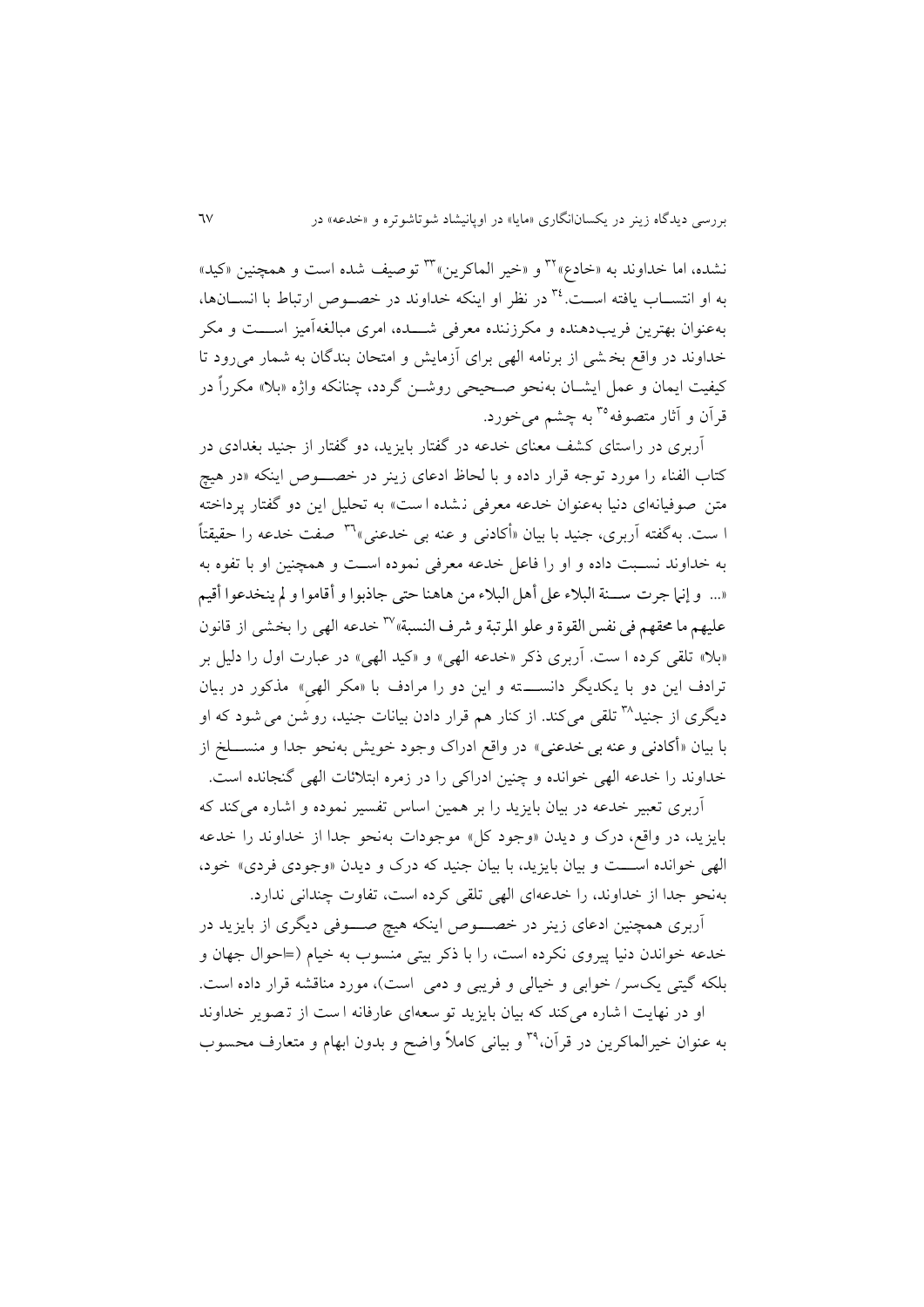نشده، اما خداوند به «خادع»[32] و «خیر الماکرین»[33] توصیف شده است و همچنین «کید» به او انتساب یافته است.[34] در نظر او اینکه خداوند در خصوص ارتباط با انسان‌ها، به‌عنوان بهترین فریب‌دهنده و مکرزننده معرفی شده، امری مبالغه‌آمیز است و مکر خداوند در واقع بخشی از برنامه الهی برای آزمایش و امتحان بندگان به شمار می‌رود تا کیفیت ایمان و عمل ایشان به‌نحو صحیحی روشن گردد، چنانکه واژه «بلا» مکرراً در قرآن و آثار متصوفه[35] به چشم می‌خورد.

آربری در راستای کشف معنای خدعه در گفتار بایزید، دو گفتار از جنید بغدادی در کتاب الفناء را مورد توجه قرار داده و با لحاظ ادعای زینر در خصوص اینکه «در هیچ متن صوفیانه‌ای دنیا به‌عنوان خدعه معرفی نشده است» به تحلیل این دو گفتار پرداخته است. به‌گفته آربری، جنید با بیان «أکادنی و عنه بی خدعنی»[36] صفت خدعه را حقیقتاً به خداوند نسبت داده و او را فاعل خدعه معرفی نموده است و همچنین او با تفوه به «... و إنما جرت سنة البلاء علی أهل البلاء من هاهنا حتی جاذبوا و أقاموا و لم ینخدعوا أقیم علیهم ما محقهم فی نفس القوة و علو المرتبة و شرف النسبة»[37] خدعه الهی را بخشی از قانون «بلا» تلقی کرده است. آربری ذکر «خدعه الهی» و «کید الهی» در عبارت اول را دلیل بر ترادف این دو با یکدیگر دانسته و این دو را مرادف با «مکر الهی» مذکور در بیان دیگری از جنید[38] تلقی می‌کند. از کنار هم قرار دادن بیانات جنید، روشن می‌شود که او با بیان «أکادنی و عنه بی خدعنی» در واقع ادراک وجود خویش به‌نحو جدا و منسلخ از خداوند را خدعه الهی خوانده و چنین ادراکی را در زمره ابتلائات الهی گنجانده است.

آربری تعبیر خدعه در بیان بایزید را بر همین اساس تفسیر نموده و اشاره می‌کند که بایزید، در واقع، درک و دیدن «وجود کل» موجودات به‌نحو جدا از خداوند را خدعه الهی خوانده است و بیان بایزید، با بیان جنید که درک و دیدن «وجودی فردی» خود، به‌نحو جدا از خداوند، را خدعه‌ای الهی تلقی کرده است، تفاوت چندانی ندارد.

آربری همچنین ادعای زینر در خصوص اینکه هیچ صوفی دیگری از بایزید در خدعه خواندن دنیا پیروی نکرده است، را با ذکر بیتی منسوب به خیام (=احوال جهان و بلکه گیتی یک‌سر/ خوابی و خیالی و فریبی و دمی است)، مورد مناقشه قرار داده است.

او در نهایت اشاره می‌کند که بیان بایزید توسعه‌ای عارفانه است از تصویر خداوند به عنوان خیرالماکرین در قرآن،[39] و بیانی کاملاً واضح و بدون ابهام و متعارف محسوب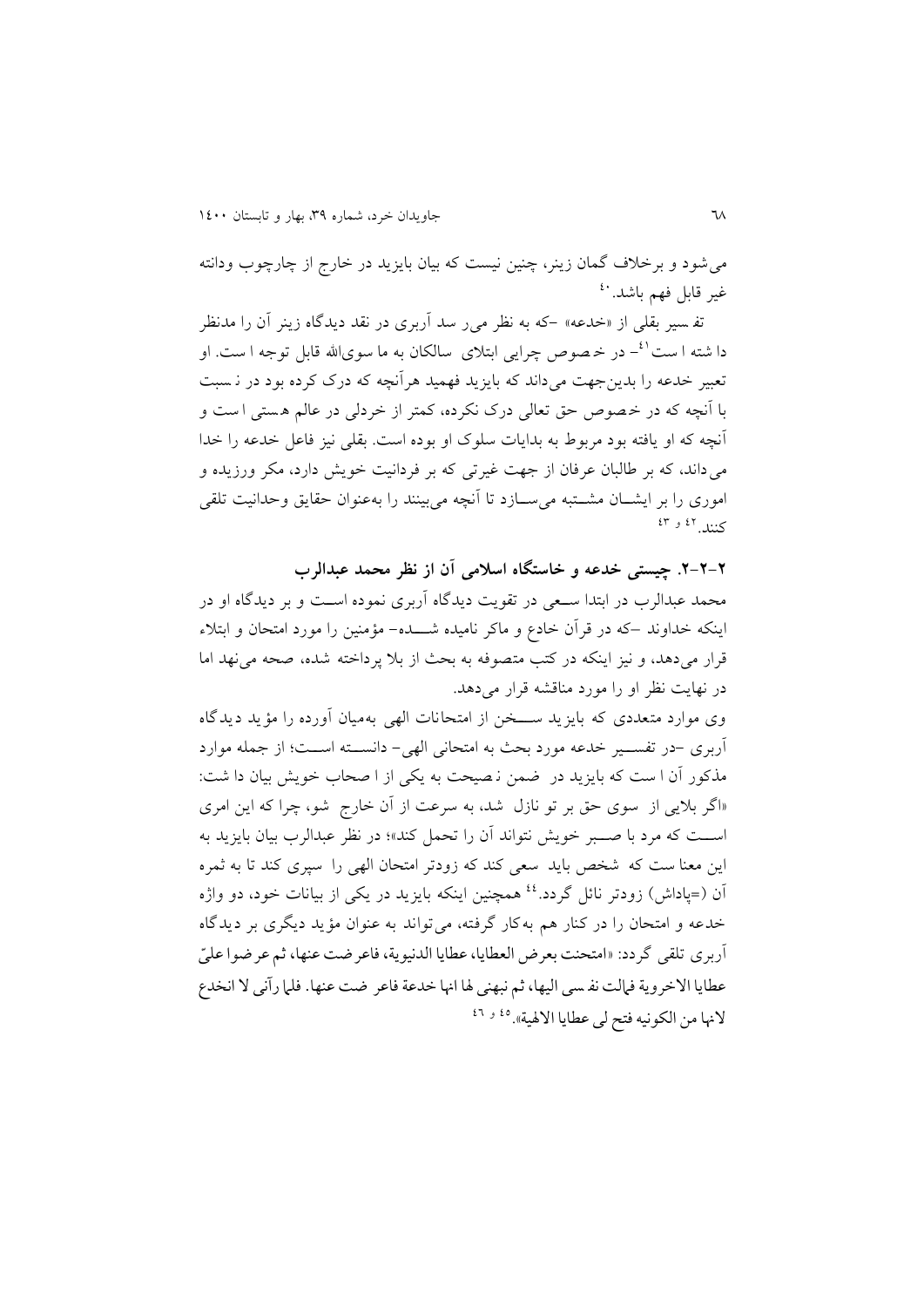می‌شود و برخلاف گمان زینر، چنین نیست که بیان بایزید در خارج از چارچوب ودانته غیر قابل فهم باشد.[40]

تفسیر بقلی از «خدعه» –که به نظر می‌رسد آربری در نقد دیدگاه زینر آن را مدنظر داشته است[41]– در خصوص چرایی ابتلای سالکان به ما سوی‌الله قابل توجه است. او تعبیر خدعه را بدین‌جهت می‌داند که بایزید فهمید هرآنچه که درک کرده بود در نسبت با آنچه که در خصوص حق تعالی درک نکرده، کمتر از خردلی در عالم هستی است و آنچه که او یافته بود مربوط به بدایات سلوک او بوده است. بقلی نیز فاعل خدعه را خدا می‌داند، که بر طالبان عرفان از جهت غیرتی که بر فردانیت خویش دارد، مکر ورزیده و اموری را بر ایشان مشتبه می‌سازد تا آنچه می‌بینند را به‌عنوان حقایق وحدانیت تلقی کنند.[42 و 43]

### ۲-۲-۲. چیستی خدعه و خاستگاه اسلامی آن از نظر محمد عبدالرب

محمد عبدالرب در ابتدا سعی در تقویت دیدگاه آربری نموده است و بر دیدگاه او در اینکه خداوند –که در قرآن خادع و ماکر نامیده شده– مؤمنین را مورد امتحان و ابتلاء قرار می‌دهد، و نیز اینکه در کتب متصوفه به بحث از بلا پرداخته شده، صحه می‌نهد اما در نهایت نظر او را مورد مناقشه قرار می‌دهد.

وی موارد متعددی که بایزید سخن از امتحانات الهی به‌میان آورده را مؤید دیدگاه آربری –در تفسیر خدعه مورد بحث به امتحانی الهی– دانسته است؛ از جمله موارد مذکور آن است که بایزید در ضمن نصیحت به یکی از اصحاب خویش بیان داشت: «اگر بلایی از سوی حق بر تو نازل شد، به سرعت از آن خارج شو، چرا که این امری است که مرد با صبر خویش نتواند آن را تحمل کند»؛ در نظر عبدالرب بیان بایزید به این معناست که شخص باید سعی کند که زودتر امتحان الهی را سپری کند تا به ثمره آن (=پاداش) زودتر نائل گردد.[44] همچنین اینکه بایزید در یکی از بیانات خود، دو واژه خدعه و امتحان را در کنار هم به‌کار گرفته، می‌تواند به عنوان مؤید دیگری بر دیدگاه آربری تلقی گردد: «امتحنت بعرض العطایا، عطایا الدنیویة، فاعرضت عنها، ثم عرضوا علیّ عطایا الاخرویة فمالت نفسی الیها، ثم نبهنی لها انها خدعة فاعرضت عنها. فلما رآنی لا انخدع لانها من الکونیه فتح لی عطایا الالهیة».[45 و 46]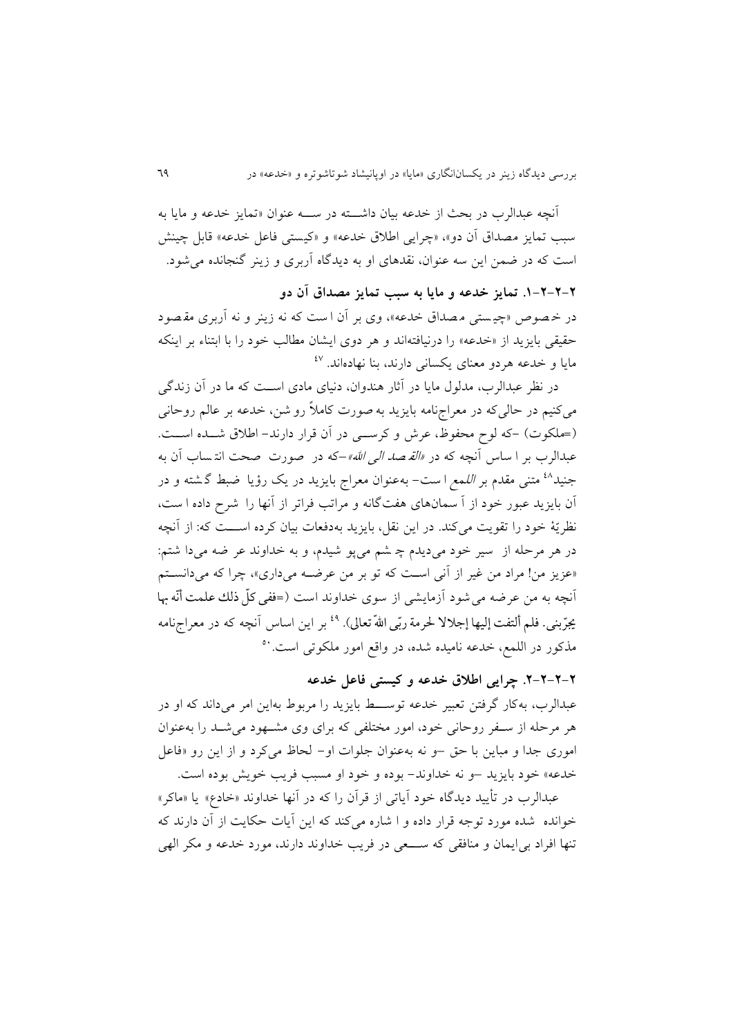آنچه عبدالرب در بحث از خدعه بیان داشته در سه عنوان «تمایز خدعه و مایا به سبب تمایز مصداق آن دو»، «چرایی اطلاق خدعه» و «کیستی فاعل خدعه» قابل چینش است که در ضمن این سه عنوان، نقدهای او به دیدگاه آربری و زینر گنجانده می‌شود.

### ۲-۲-۲-۱. تمایز خدعه و مایا به سبب تمایز مصداق آن دو

در خصوص «چیستی مصداق خدعه»، وی بر آن است که نه زینر و نه آربری مقصود حقیقی بایزید از «خدعه» را درنیافته‌اند و هر دوی ایشان مطالب خود را با ابتناء بر اینکه مایا و خدعه هردو معنای یکسانی دارند، بنا نهاده‌اند.[47]

در نظر عبدالرب، مدلول مایا در آثار هندوان، دنیای مادی است که ما در آن زندگی می‌کنیم در حالی‌که در معراج‌نامه بایزید به صورت کاملاً روشن، خدعه بر عالم روحانی (=ملکوت) -که لوح محفوظ، عرش و کرسی در آن قرار دارند- اطلاق شده است. عبدالرب بر اساس آنچه که در *«القصد الی الله»*-که در صورت صحت انتساب آن به جنید[48] متنی مقدم بر *اللمع* است- به‌عنوان معراج بایزید در یک رؤیا ضبط گشته و در آن بایزید عبور خود از آسمان‌های هفت‌گانه و مراتب فراتر از آنها را شرح داده است، نظریهٔ خود را تقویت می‌کند. در این نقل، بایزید به‌دفعات بیان کرده است که: از آنچه در هر مرحله از سیر خود می‌دیدم چشم می‌پوشیدم، و به خداوند عرضه می‌داشتم: «عزیز من! مراد من غیر از آنی است که تو بر من عرضه می‌داری»، چرا که می‌دانستم آنچه به من عرضه می‌شود آزمایشی از سوی خداوند است (=ففی کلّ ذلك علمت أنّه بها یجرّبنی. فلم ألتفت إلیها إجلالا لحرمة ربّی اللهّ تعالی).[49] بر این اساس آنچه که در معراج‌نامه مذکور در اللمع، خدعه نامیده شده، در واقع امور ملکوتی است.[50]

### ۲-۲-۲-۲. چرایی اطلاق خدعه و کیستی فاعل خدعه

عبدالرب، به‌کار گرفتن تعبیر خدعه توسط بایزید را مربوط به‌این امر می‌داند که او در هر مرحله از سفر روحانی خود، امور مختلفی که برای وی مشهود می‌شد را به‌عنوان اموری جدا و مباین با حق -و نه به‌عنوان جلوات او- لحاظ می‌کرد و از این رو «فاعل خدعه» خود بایزید -و نه خداوند- بوده و خود او مسبب فریب خویش بوده است.

عبدالرب در تأیید دیدگاه خود آیاتی از قرآن را که در آنها خداوند «خادع» یا «ماکر» خوانده شده مورد توجه قرار داده و اشاره می‌کند که این آیات حکایت از آن دارند که تنها افراد بی‌ایمان و منافقی که سعی در فریب خداوند دارند، مورد خدعه و مکر الهی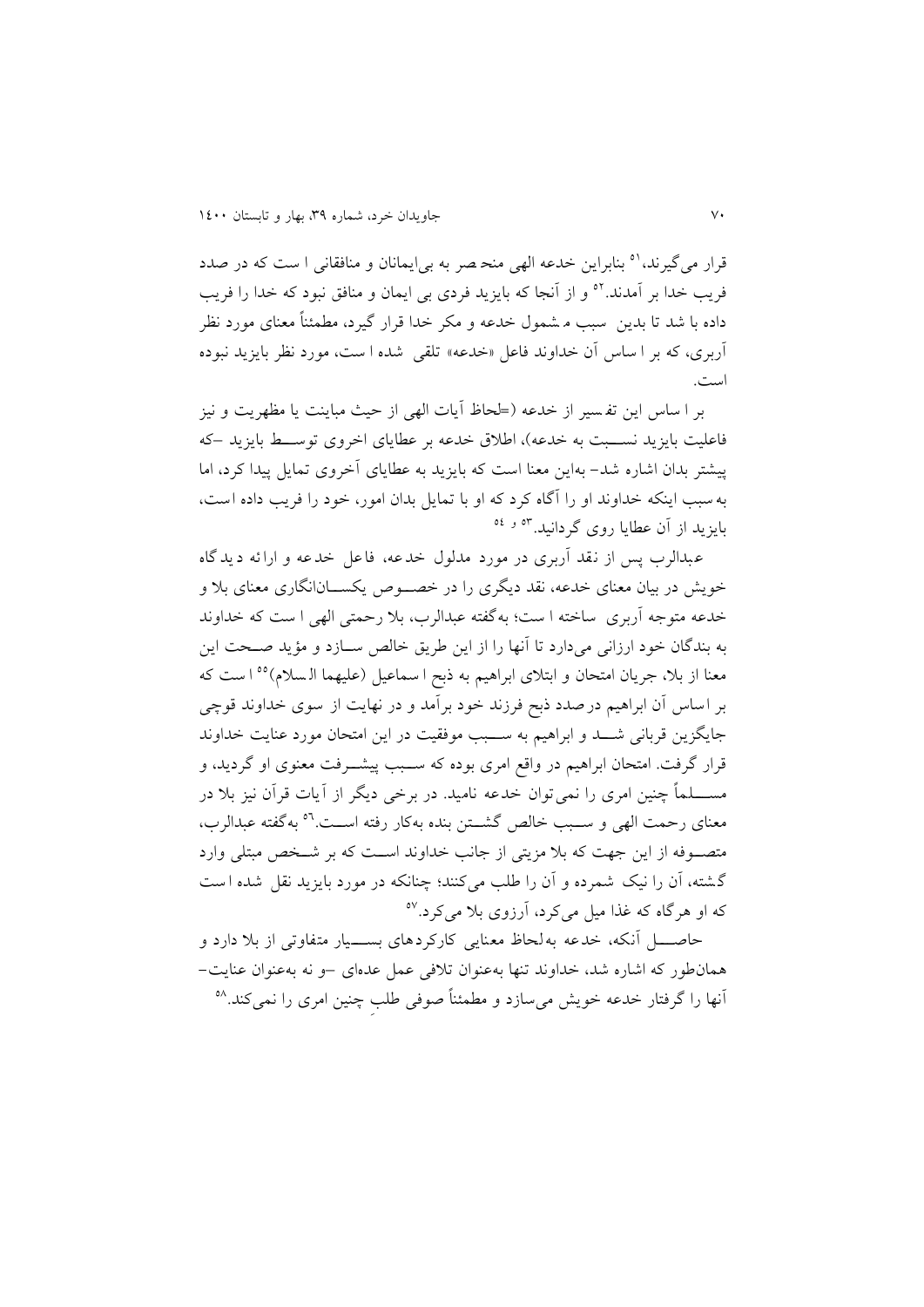قرار می‌گیرند،[51] بنابراین خدعه الهی منحصر به بی‌ایمانان و منافقانی است که در صدد فریب خدا بر آمدند.[52] و از آنجا که بایزید فردی بی ایمان و منافق نبود که خدا را فریب داده باشد تا بدین سبب مشمول خدعه و مکر خدا قرار گیرد، مطمئناً معنای مورد نظر آربری، که بر اساس آن خداوند فاعل «خدعه» تلقی شده است، مورد نظر بایزید نبوده است.

بر اساس این تفسیر از خدعه (=لحاظ آیات الهی از حیث مباینت یا مظهریت و نیز فاعلیت بایزید نسبت به خدعه)، اطلاق خدعه بر عطایای اخروی توسط بایزید –که پیشتر بدان اشاره شد– به‌این معنا است که بایزید به عطایای آخروی تمایل پیدا کرد، اما به‌سبب اینکه خداوند او را آگاه کرد که او با تمایل بدان امور، خود را فریب داده است، بایزید از آن عطایا روی گردانید.[53 و 54]

عبدالرب پس از نقد آربری در مورد مدلول خدعه، فاعل خدعه و ارائه دیدگاه خویش در بیان معنای خدعه، نقد دیگری را در خصوص یکسان‌انگاری معنای بلا و خدعه متوجه آربری ساخته است؛ به‌گفته عبدالرب، بلا رحمتی الهی است که خداوند به بندگان خود ارزانی می‌دارد تا آنها را از این طریق خالص سازد و مؤید صحت این معنا از بلا، جریان امتحان و ابتلای ابراهیم به ذبح اسماعیل (علیهما السلام)[55] است که بر اساس آن ابراهیم درصدد ذبح فرزند خود برآمد و در نهایت از سوی خداوند قوچی جایگزین قربانی شد و ابراهیم به سبب موفقیت در این امتحان مورد عنایت خداوند قرار گرفت. امتحان ابراهیم در واقع امری بوده که سبب پیشرفت معنوی او گردید، و مسلماً چنین امری را نمی‌توان خدعه نامید. در برخی دیگر از آیات قرآن نیز بلا در معنای رحمت الهی و سبب خالص گشتن بنده به‌کار رفته است.[56] به‌گفته عبدالرب، متصوفه از این جهت که بلا مزیتی از جانب خداوند است که بر شخص مبتلی وارد گشته، آن را نیک شمرده و آن را طلب می‌کنند؛ چنانکه در مورد بایزید نقل شده است که او هرگاه که غذا میل می‌کرد، آرزوی بلا می‌کرد.[57]

حاصل آنکه، خدعه به‌لحاظ معنایی کارکردهای بسیار متفاوتی از بلا دارد و همان‌طور که اشاره شد، خداوند تنها به‌عنوان تلافی عمل عده‌ای –و نه به‌عنوان عنایت– آنها را گرفتار خدعه خویش می‌سازد و مطمئناً صوفی طلبِ چنین امری را نمی‌کند.[58]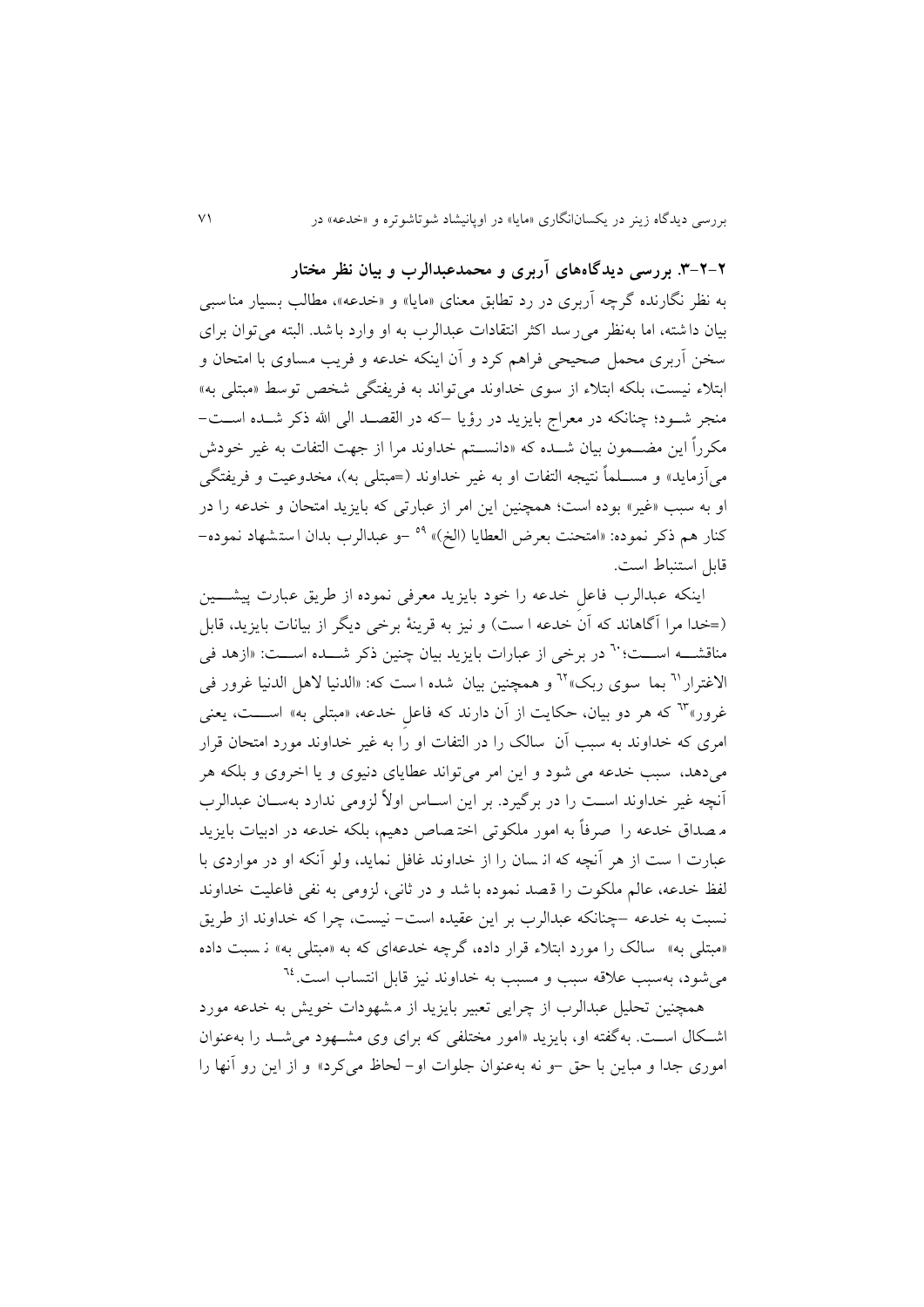### ۲-۲-۳. بررسی دیدگاه‌های آربری و محمدعبدالرب و بیان نظر مختار

به نظر نگارنده گرچه آربری در رد تطابق معنای «مایا» و «خدعه»، مطالب بسیار مناسبی بیان داشته، اما به‌نظر می‌رسد اکثر انتقادات عبدالرب به او وارد باشد. البته می‌توان برای سخن آربری محمل صحیحی فراهم کرد و آن اینکه خدعه و فریب مساوی با امتحان و ابتلاء نیست، بلکه ابتلاء از سوی خداوند می‌تواند به فریفتگی شخص توسط «مبتلی به» منجر شود؛ چنانکه در معراج بایزید در رؤیا –که در القصد الی الله ذکر شده است– مکرراً این مضمون بیان شده که «دانستم خداوند مرا از جهت التفات به غیر خودش می‌آزماید» و مسلماً نتیجه التفات او به غیر خداوند (=مبتلی به)، مخدوعیت و فریفتگی او به سبب «غیر» بوده است؛ همچنین این امر از عبارتی که بایزید امتحان و خدعه را در کنار هم ذکر نموده: «امتحنت بعرض العطایا (الخ)» [۵۹] –و عبدالرب بدان استشهاد نموده– قابل استنباط است.

اینکه عبدالرب فاعلِ خدعه را خود بایزید معرفی نموده از طریق عبارت پیشین (=خدا مرا آگاهاند که آن خدعه است) و نیز به قرینهٔ برخی دیگر از بیانات بایزید، قابل مناقشه است؛[۶۰] در برخی از عبارات بایزید بیان چنین ذکر شده است: «ازهد فی الاغترار[۶۱] بما سوی ربک»[۶۲] و همچنین بیان شده است که: «الدنیا لاهل الدنیا غرور فی غرور»[۶۳] که هر دو بیان، حکایت از آن دارند که فاعلِ خدعه، «مبتلی به» است، یعنی امری که خداوند به سبب آن سالک را در التفات او را به غیر خداوند مورد امتحان قرار می‌دهد، سبب خدعه می شود و این امر می‌تواند عطایای دنیوی و یا اخروی و بلکه هر آنچه غیر خداوند است را در برگیرد. بر این اساس اولاً لزومی ندارد به‌سان عبدالرب مصداق خدعه را صرفاً به امور ملکوتی اختصاص دهیم، بلکه خدعه در ادبیات بایزید عبارت است از هر آنچه که انسان را از خداوند غافل نماید، ولو آنکه او در مواردی با لفظ خدعه، عالم ملکوت را قصد نموده باشد و در ثانی، لزومی به نفی فاعلیت خداوند نسبت به خدعه –چنانکه عبدالرب بر این عقیده است– نیست، چرا که خداوند از طریق «مبتلی به» سالک را مورد ابتلاء قرار داده، گرچه خدعه‌ای که به «مبتلی به» نسبت داده می‌شود، به‌سبب علاقه سبب و مسبب به خداوند نیز قابل انتساب است.[۶۴]

همچنین تحلیل عبدالرب از چرایی تعبیر بایزید از مشهودات خویش به خدعه مورد اشکال است. به‌گفته او، بایزید «امور مختلفی که برای وی مشهود می‌شد را به‌عنوان اموری جدا و مباین با حق –و نه به‌عنوان جلوات او– لحاظ می‌کرد» و از این رو آنها را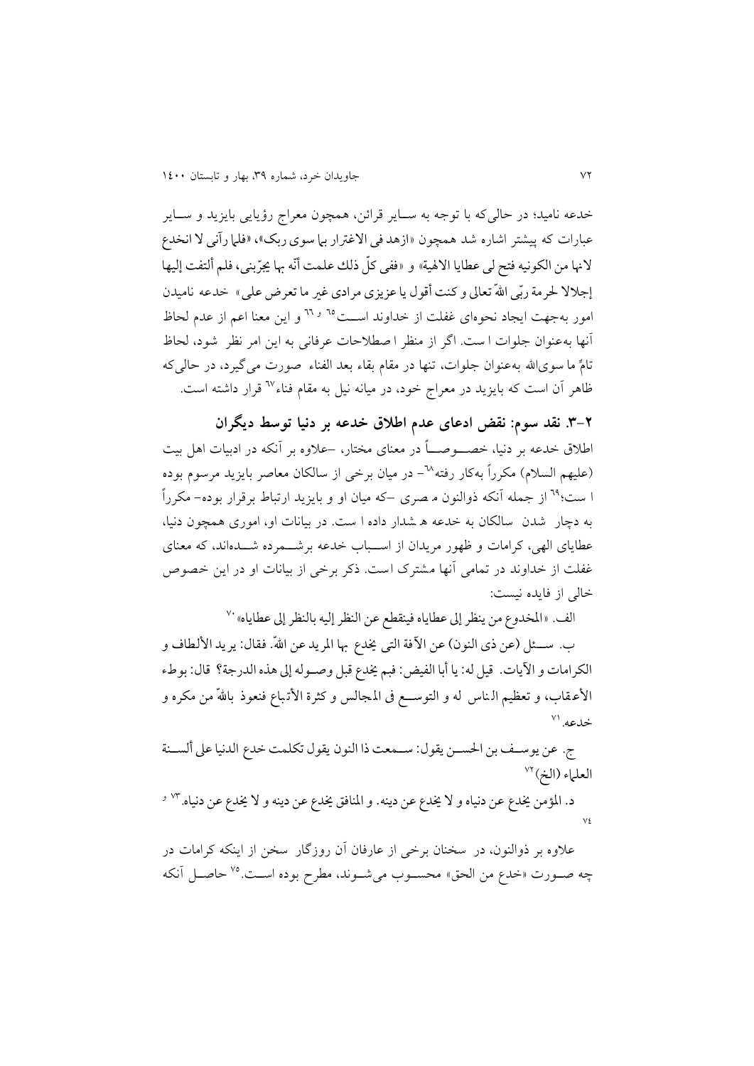خدعه نامید؛ در حالی‌که با توجه به سـایر قرائن، همچون معراج رؤیایی بایزید و سـایر عبارات که پیشتر اشاره شد همچون «ازهد فی الاغترار بها سوی ربک»، «فلما رآنی لا انخدع لانها من الکونیه فتح لی عطایا الالهیة» و «ففی کلّ ذلك علمت أنّه بها یجرّبنی، فلم ألتفت إلیها إجلالا لحرمة ربّی اللهّ تعالی و کنت أقول یا عزیزی مرادی غیر ما تعرض علی» خدعه نامیدن امور به‌جهت ایجاد نحوه‌ای غفلت از خداوند اسـت[65] و [66] و این معنا اعم از عدم لحاظ آنها به‌عنوان جلوات است. اگر از منظر اصطلاحات عرفانی به این امر نظر شود، لحاظ تامّ ما سوی‌الله به‌عنوان جلوات، تنها در مقام بقاء بعد الفناء صورت می‌گیرد، در حالی‌که ظاهر آن است که بایزید در معراج خود، در میانه نیل به مقام فناء[67] قرار داشته است.

### ۲-۳. نقد سوم: نقض ادعای عدم اطلاق خدعه بر دنیا توسط دیگران

اطلاق خدعه بر دنیا، خصـوصـاً در معنای مختار، -علاوه بر آنکه در ادبیات اهل بیت (علیهم السلام) مکرراً به‌کار رفته[68]- در میان برخی از سالکان معاصر بایزید مرسوم بوده است؛[69] از جمله آنکه ذوالنون مصری -که میان او و بایزید ارتباط برقرار بوده- مکرراً به دچار شدن سالکان به خدعه هشدار داده است. در بیانات او، اموری همچون دنیا، عطایای الهی، کرامات و ظهور مریدان از اسـباب خدعه برشـمرده شـده‌اند، که معنای غفلت از خداوند در تمامی آنها مشترک است. ذکر برخی از بیانات او در این خصوص خالی از فایده نیست:

الف. «المخدوع من ینظر إلی عطایاه فینقطع عن النظر إلیه بالنظر إلی عطایاه»[70]

ب. سـئل (عن ذی النون) عن الآفة التی یخدع بها المرید عن اللهّ. فقال: یرید الألطاف و الکرامات و الآیات. قیل له: یا أبا الفیض: فبم یخدع قبل وصـوله إلی هذه الدرجة؟ قال: بوطء الأعقاب، و تعظیم الناس له و التوسـع فی المجالس و کثرة الأتباع فنعوذ باللهّ من مکره و خدعه.[71]

ج. عن یوسـف بن الحسـن یقول: سـمعت ذا النون یقول تکلمت خدع الدنیا علی ألسـنة العلماء (الخ)[72]

د. المؤمن یخدع عن دنیاه و لا یخدع عن دینه. و المنافق یخدع عن دینه و لا یخدع عن دنیاه.[73] و [74]

علاوه بر ذوالنون، در سخنان برخی از عارفان آن روزگار سخن از اینکه کرامات در چه صـورت «خدع من الحق» محسـوب می‌شـوند، مطرح بوده اسـت.[75] حاصـل آنکه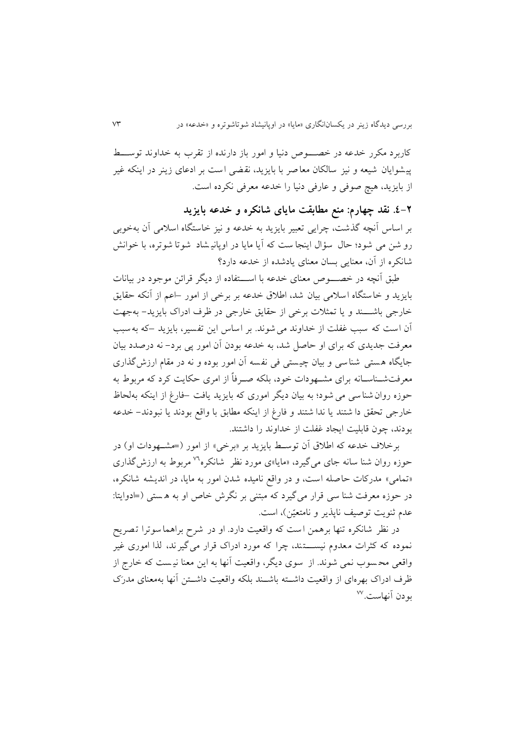کاربرد مکرر خدعه در خصـــوص دنیا و امور باز دارنده از تقرب به خداوند توســـط پیشوایان شیعه و نیز سالکان معاصر با بایزید، نقضی است بر ادعای زینر در اینکه غیر از بایزید، هیچ صوفی و عارفی دنیا را خدعه معرفی نکرده است.

## ۲-٤. نقد چهارم: منع مطابقت مایای شانکره و خدعه بایزید

بر اساس آنچه گذشت، چرایی تعبیر بایزید به خدعه و نیز خاستگاه اسلامی آن به‌خوبی روشن می شود؛ حال سؤال اینجاست که آیا مایا در اوپانیشاد شوتاشوتره، با خوانش شانکره از آن، معنایی بسان معنای یادشده از خدعه دارد؟

طبق آنچه در خصـــوص معنای خدعه با اســـتفاده از دیگر قرائن موجود در بیانات بایزید و خاستگاه اسلامی بیان شد، اطلاق خدعه بر برخی از امور –اعم از آنکه حقایق خارجی باشـــند و یا تمثلات برخی از حقایق خارجی در ظرف ادراک بایزید– به‌جهت آن است که سبب غفلت از خداوند می شوند. بر اساس این تفسیر، بایزید –که به‌سبب معرفت جدیدی که برای او حاصل شد، به خدعه بودن آن امور پی برد– نه درصدد بیان جایگاه هستی شناسی و بیان چیستی فی نفسه آن امور بوده و نه در مقام ارزش‌گذاری معرفت‌شـــناســـانه برای مشـــهودات خود، بلکه صـــرفاً از امری حکایت کرد که مربوط به حوزه روان‌شناسی می شود؛ به بیان دیگر اموری که بایزید یافت –فارغ از اینکه به‌لحاظ خارجی تحقق داشتند یا نداشتند و فارغ از اینکه مطابق با واقع بودند یا نبودند– خدعه بودند، چون قابلیت ایجاد غفلت از خداوند را داشتند.

برخلاف خدعه که اطلاق آن توسـط بایزید بر «برخی» از امور (=مشـهودات او) در حوزه روان‌شناسانه جای می‌گیرد، «مایا»ی مورد نظر شانکره[76] مربوط به ارزش‌گذاری «تمامی» مدرکات حاصله است، و در واقع نامیده شدن امور به مایا، در اندیشه شانکره، در حوزه معرفت شناسی قرار می‌گیرد که مبتنی بر نگرش خاص او به هستی (=ادوایتا: عدم ثنویت توصیف ناپذیر و نامتعیّن)، است.

در نظر شانکره تنها برهمن است که واقعیت دارد. او در شرح براهماسوترا تصریح نموده که کثرات معدوم نیســـتند، چرا که مورد ادراک قرار می‌گیرند، لذا اموری غیر واقعی محسوب نمی شوند. از سوی دیگر، واقعیت آنها به این معنا نیست که خارج از ظرف ادراک بهره‌ای از واقعیت داشـــته باشـــند بلکه واقعیت داشـــتن آنها به‌معنای مدرَک بودن آنهاست.[77]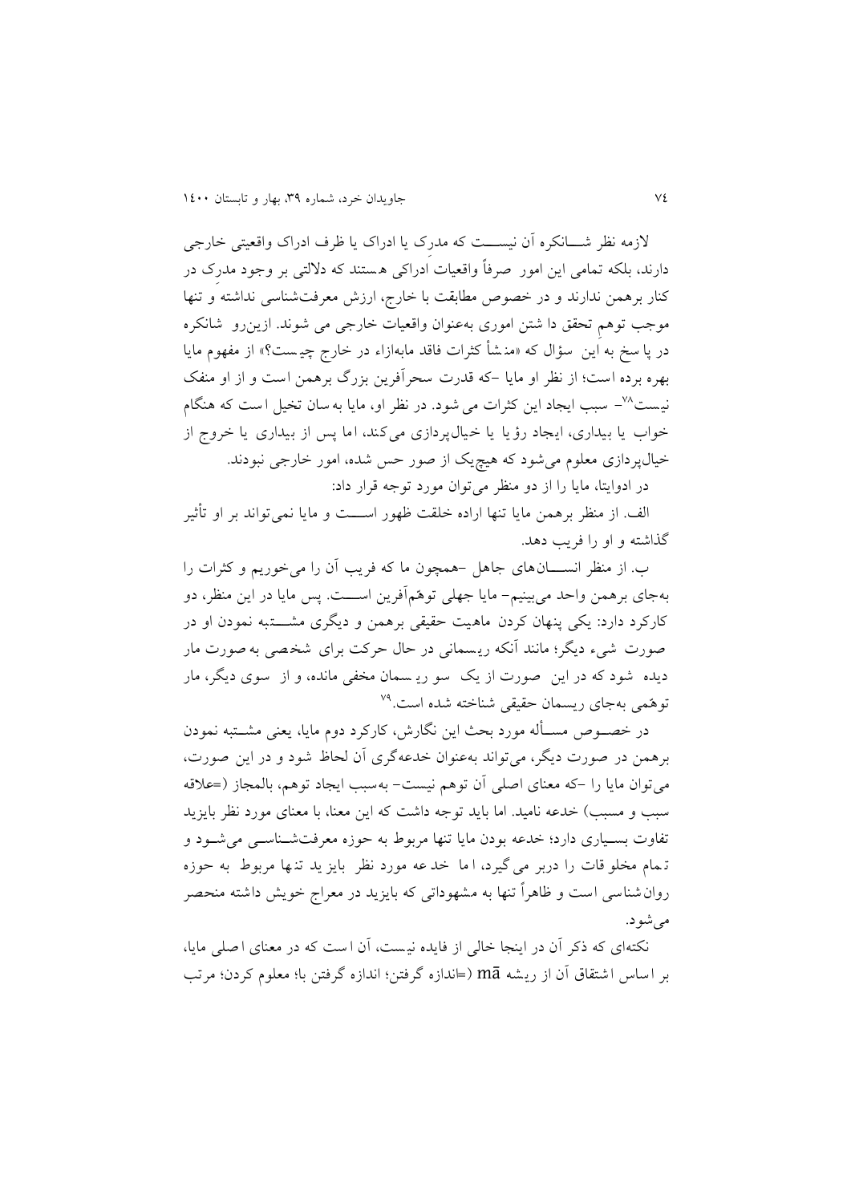لازمه نظر شـــانکره آن نیســـت که مدرک یا ادراک یا ظرف ادراک واقعیتی خارجی دارند، بلکه تمامی این امور صرفاً واقعیات ادراکی هستند که دلالتی بر وجود مدرَک در کنار برهمن ندارند و در خصوص مطابقت با خارج، ارزش معرفت‌شناسی نداشته و تنها موجب توهم تحقق داشتن اموری به‌عنوان واقعیات خارجی می شوند. ازین‌رو شانکره در پاسخ به این سؤال که «منشأ کثرات فاقد مابه‌ازاء در خارج چیست؟» از مفهوم مایا بهره برده است؛ از نظر او مایا -که قدرت سحرآفرین بزرگ برهمن است و از او منفک نیست[78]- سبب ایجاد این کثرات می شود. در نظر او، مایا به‌سان تخیل است که هنگام خواب یا بیداری، ایجاد رؤیا یا خیال‌پردازی می‌کند، اما پس از بیداری یا خروج از خیال‌پردازی معلوم می‌شود که هیچ‌یک از صور حس شده، امور خارجی نبودند.

در ادوایتا، مایا را از دو منظر می‌توان مورد توجه قرار داد:

الف. از منظر برهمن مایا تنها اراده خلقت ظهور اســـت و مایا نمی‌تواند بر او تأثیر گذاشته و او را فریب دهد.

ب. از منظر انســـان‌های جاهل -همچون ما که فریب آن را می‌خوریم و کثرات را به‌جای برهمن واحد می‌بینیم- مایا جهلی توهّم‌آفرین اســـت. پس مایا در این منظر، دو کارکرد دارد: یکی پنهان کردن ماهیت حقیقی برهمن و دیگری مشـــتبه نمودن او در صورت شیء دیگر؛ مانند آنکه ریسمانی در حال حرکت برای شخصی به‌صورت مار دیده شود که در این صورت از یک سو ریسمان مخفی مانده، و از سوی دیگر، مار توهّمی به‌جای ریسمان حقیقی شناخته شده است.[79]

در خصــوص مســأله مورد بحث این نگارش، کارکرد دوم مایا، یعنی مشــتبه نمودن برهمن در صورت دیگر، می‌تواند به‌عنوان خدعه‌گری آن لحاظ شود و در این صورت، می‌توان مایا را -که معنای اصلی آن توهم نیست- به‌سبب ایجاد توهم، بالمجاز (=علاقه سبب و مسبب) خدعه نامید. اما باید توجه داشت که این معنا، با معنای مورد نظر بایزید تفاوت بســیاری دارد؛ خدعه بودن مایا تنها مربوط به حوزه معرفت‌شــناســی می‌شــود و تمام مخلوقات را دربر می گیرد، اما خدعه مورد نظر بایزید تنها مربوط به حوزه روان‌شناسی است و ظاهراً تنها به مشهوداتی که بایزید در معراج خویش داشته منحصر می‌شود.

نکته‌ای که ذکر آن در اینجا خالی از فایده نیست، آن است که در معنای اصلی مایا، بر اساس اشتقاق آن از ریشه mā (=اندازه گرفتن؛ اندازه گرفتن با؛ معلوم کردن؛ مرتب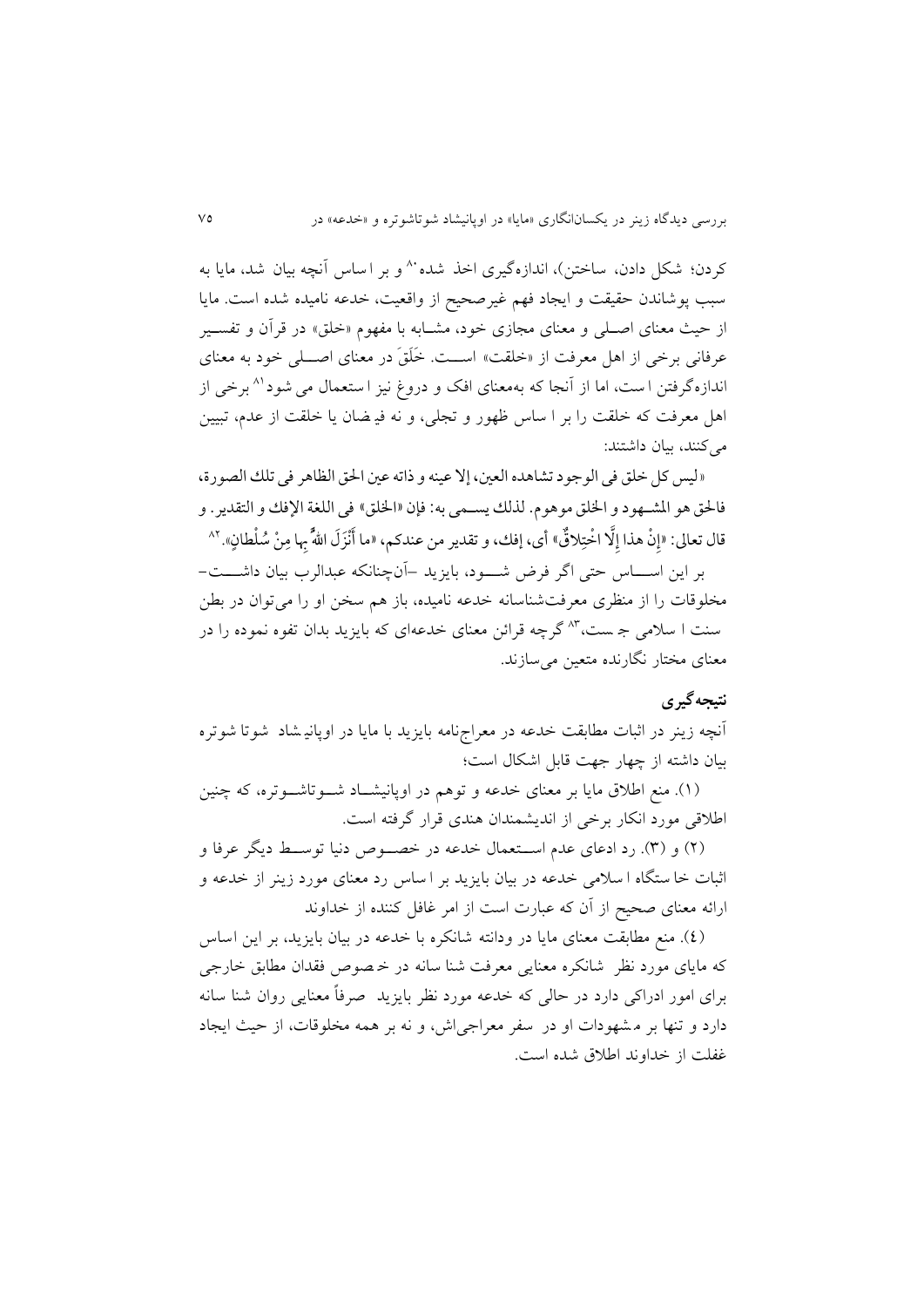کردن؛ شکل دادن، ساختن)، اندازه‌گیری اخذ شده[80] و بر اساس آنچه بیان شد، مایا به سبب پوشاندن حقیقت و ایجاد فهم غیرصحیح از واقعیت، خدعه نامیده شده است. مایا از حیث معنای اصلی و معنای مجازی خود، مشابه با مفهوم «خلق» در قرآن و تفسیر عرفانی برخی از اهل معرفت از «خلقت» است. خَلَقَ در معنای اصلی خود به معنای اندازه‌گرفتن است، اما از آنجا که به‌معنای افک و دروغ نیز استعمال می شود[81] برخی از اهل معرفت که خلقت را بر اساس ظهور و تجلی، و نه فیضان یا خلقت از عدم، تبیین می‌کنند، بیان داشتند:

«لیس کل خلق فی الوجود تشاهده العین، إلا عینه و ذاته عین الحق الظاهر فی تلك الصورة، فالحق هو المشهود و الخلق موهوم. لذلك یسمی به: فإن «الخلق» فی اللغة الإفك و التقدیر. و قال تعالی: «إِنْ هذا إِلَّا اخْتِلاقٌ» أی، إفك، و تقدیر من عندکم، «ما أَنْزَلَ اللّهُ بِها مِنْ سُلْطانٍ».[82]

بر این اساس حتی اگر فرض شود، بایزید –آن‌چنانکه عبدالرب بیان داشت– مخلوقات را از منظری معرفت‌شناسانه خدعه نامیده، باز هم سخن او را می‌توان در بطن سنت اسلامی جست،[83] گرچه قرائن معنای خدعه‌ای که بایزید بدان تفوه نموده را در معنای مختار نگارنده متعین می‌سازند.

## نتیجه‌گیری

آنچه زینر در اثبات مطابقت خدعه در معراج‌نامه بایزید با مایا در اوپانیشاد شوتاشوتره بیان داشته از چهار جهت قابل اشکال است؛

(۱). منع اطلاق مایا بر معنای خدعه و توهم در اوپانیشاد شوتاشوتره، که چنین اطلاقی مورد انکار برخی از اندیشمندان هندی قرار گرفته است.

(۲) و (۳). رد ادعای عدم استعمال خدعه در خصوص دنیا توسط دیگر عرفا و اثبات خاستگاه اسلامی خدعه در بیان بایزید بر اساس رد معنای مورد زینر از خدعه و ارائه معنای صحیح از آن که عبارت است از امر غافل کننده از خداوند

(٤). منع مطابقت معنای مایا در ودانته شانکره با خدعه در بیان بایزید، بر این اساس که مایای مورد نظر شانکره معنایی معرفت شناسانه در خصوص فقدان مطابق خارجی برای امور ادراکی دارد در حالی که خدعه مورد نظر بایزید صرفاً معنایی روان شناسانه دارد و تنها بر مشهودات او در سفر معراجی‌اش، و نه بر همه مخلوقات، از حیث ایجاد غفلت از خداوند اطلاق شده است.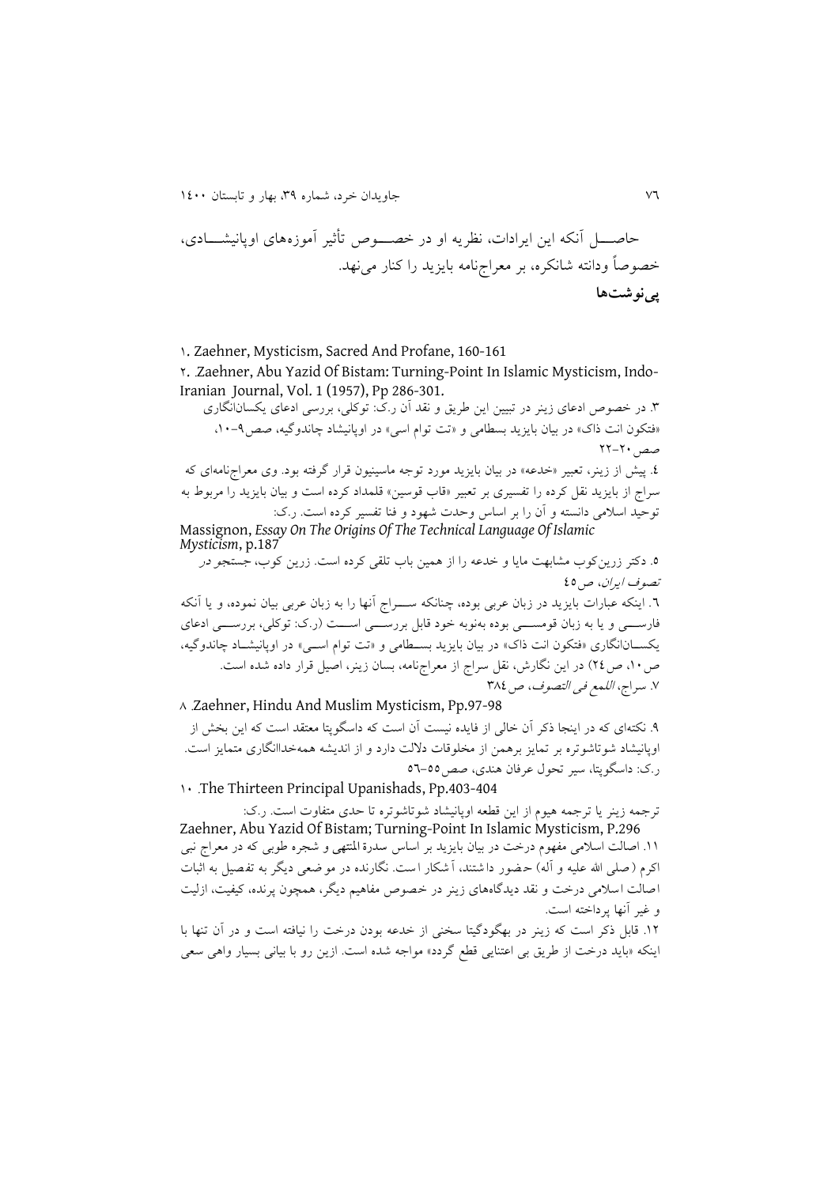حاصـــل آنکه این ایرادات، نظریه او در خصـــوص تأثیر آموزه‌های اوپانیشـــادی، خصوصاً ودانته شانکره، بر معراج‌نامه بایزید را کنار می‌نهد.

**پی‌نوشت‌ها**

۱. Zaehner, Mysticism, Sacred And Profane, 160-161

۲. Zaehner, Abu Yazid Of Bistam: Turning-Point In Islamic Mysticism, Indo-Iranian Journal, Vol. 1 (1957), Pp 286-301.

۳. در خصوص ادعای زینر در تبیین این طریق و نقد آن ر.ک: توکلی، بررسی ادعای یکسان‌انگاری «فتکون انت ذاک» در بیان بایزید بسطامی و «تت توام اسی» در اوپانیشاد چاندوگیه، صص۹–۱۰، صص۲۰–۲۲

٤. پیش از زینر، تعبیر «خدعه» در بیان بایزید مورد توجه ماسینیون قرار گرفته بود. وی معراج‌نامه‌ای که سراج از بایزید نقل کرده را تفسیری بر تعبیر «قاب قوسین» قلمداد کرده است و بیان بایزید را مربوط به توحید اسلامی دانسته و آن را بر اساس وحدت شهود و فنا تفسیر کرده است. ر.ک: Massignon, *Essay On The Origins Of The Technical Language Of Islamic Mysticism*, p.187

٥. دکتر زرین‌کوب مشابهت مایا و خدعه را از همین باب تلقی کرده است. زرین کوب، جستجو در *تصوف ایران*، ص٤٥

٦. اینکه عبارات بایزید در زبان عربی بوده، چنانکه ســـراج آنها را به زبان عربی بیان نموده، و یا آنکه فارســـی و یا به زبان قومســـی بوده به‌نوبه خود قابل بررســـی اســـت (ر.ک: توکلی، بررســـی ادعای یکســـان‌انگاری «فتکون انت ذاک» در بیان بایزید بســـطامی و «تت توام اســـی» در اوپانیشـــاد چاندوگیه، ص۱۰، ص٢٤) در این نگارش، نقل سراج از معراج‌نامه، بسان زینر، اصیل قرار داده شده است.

۷. سراج، *اللمع فی التصوف*، ص٣٨٤

۸. Zaehner, Hindu And Muslim Mysticism, Pp.97-98

۹. نکته‌ای که در اینجا ذکر آن خالی از فایده نیست آن است که داسگوپتا معتقد است که این بخش از اوپانیشاد شوتاشوتره بر تمایز برهمن از مخلوقات دلالت دارد و از اندیشه همه‌خداانگاری متمایز است. ر.ک: داسگوپتا، سیر تحول عرفان هندی، صص٥٥–٥٦

۱۰. The Thirteen Principal Upanishads, Pp.403-404

ترجمه زینر یا ترجمه هیوم از این قطعه اوپانیشاد شوتاشوتره تا حدی متفاوت است. ر.ک: Zaehner, Abu Yazid Of Bistam; Turning-Point In Islamic Mysticism, P.296

۱۱. اصالت اسلامی مفهوم درخت در بیان بایزید بر اساس سدرة المنتهی و شجره طوبی که در معراج نبی اکرم (صلی الله علیه و آله) حضور داشتند، آشکار است. نگارنده در موضعی دیگر به تفصیل به اثبات اصالت اسلامی درخت و نقد دیدگاه‌های زینر در خصوص مفاهیم دیگر، همچون پرنده، کیفیت، ازلیت و غیر آنها پرداخته است.

۱۲. قابل ذکر است که زینر در بهگودگیتا سخنی از خدعه بودن درخت را نیافته است و در آن تنها با اینکه «باید درخت از طریق بی اعتنایی قطع گردد» مواجه شده است. ازین رو با بیانی بسیار واهی سعی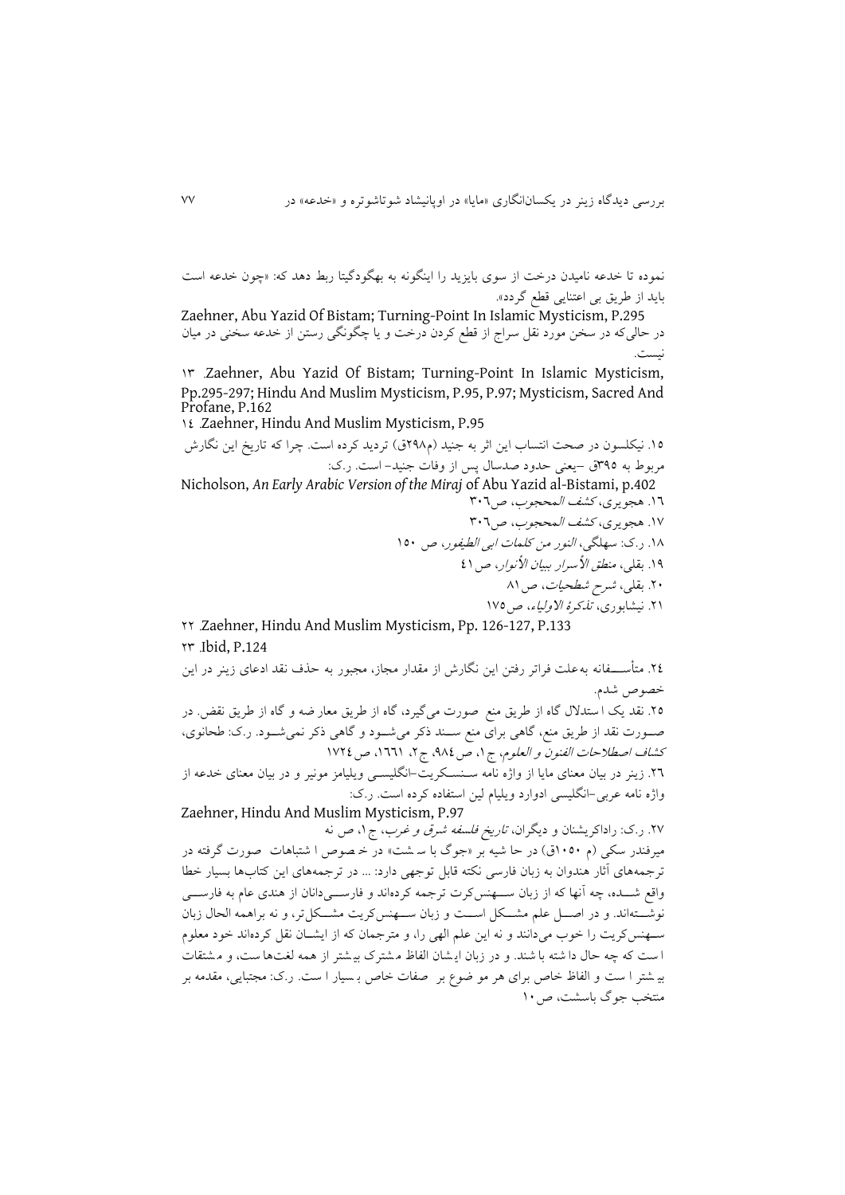نموده تا خدعه نامیدن درخت از سوی بایزید را اینگونه به بهگودگیتا ربط دهد که: «چون خدعه است باید از طریق بی اعتنایی قطع گردد».

Zaehner, Abu Yazid Of Bistam; Turning-Point In Islamic Mysticism, P.295

در حالی‌که در سخن مورد نقل سراج از قطع کردن درخت و یا چگونگی رستن از خدعه سخنی در میان نیست.

١٣. Zaehner, Abu Yazid Of Bistam; Turning-Point In Islamic Mysticism, Pp.295-297; Hindu And Muslim Mysticism, P.95, P.97; Mysticism, Sacred And Profane, P.162

١٤. Zaehner, Hindu And Muslim Mysticism, P.95

١٥. نیکلسون در صحت انتساب این اثر به جنید (م۲۹۸ق) تردید کرده است. چرا که تاریخ این نگارش مربوط به ۳۹۵ق –یعنی حدود صدسال پس از وفات جنید– است. ر.ک:

Nicholson, *An Early Arabic Version of the Miraj* of Abu Yazid al-Bistami, p.402

١٦. هجویری، *کشف المحجوب*، ص۳۰٦

١٧. هجویری، *کشف المحجوب*، ص۳۰٦

١٨. ر.ک: سهلگی، *النور من کلمات ابی الطیفور*، ص ۱۵۰

١٩. بقلی، *منطق الأسرار ببیان الأنوار*، ص٤١

٢٠. بقلی، *شرح شطحیات*، ص۸۱

٢١. نیشابوری، *تذکرة الاولیاء*، ص۱۷۵

٢٢. Zaehner, Hindu And Muslim Mysticism, Pp. 126-127, P.133

٢٣. Ibid, P.124

٢٤. متأســـفانه به‌علت فراتر رفتن این نگارش از مقدار مجاز، مجبور به حذف نقد ادعای زینر در این خصوص شدم.

٢٥. نقد یک استدلال گاه از طریق منع صورت می‌گیرد، گاه از طریق معارضه و گاه از طریق نقض. در صــورت نقد از طریق منع، گاهی برای منع ســند ذکر می‌شــود و گاهی ذکر نمی‌شــود. ر.ک: طحانوی، *کشاف اصطلاحات الفنون و العلوم*، ج۱، ص۹۸٤، ج۲، ۱٦٦۱، ص۱۷۲٤

٢٦. زینر در بیان معنای مایا از واژه نامه ســنســکریت–انگلیســی ویلیامز مونیر و در بیان معنای خدعه از واژه نامه عربی–انگلیسی ادوارد ویلیام لین استفاده کرده است. ر.ک:

Zaehner, Hindu And Muslim Mysticism, P.97

٢٧. ر.ک: راداکریشنان و دیگران، *تاریخ فلسفه شرق و غرب*، ج۱، ص نه

میرفندر سکی (م ۱۰۵۰ق) در حاشیه بر «جوگ باسشت» در خصوص اشتباهات صورت گرفته در ترجمه‌های آثار هندوان به زبان فارسی نکته قابل توجهی دارد: ... در ترجمه‌های این کتاب‌ها بسیار خطا واقع شــده، چه آنها که از زبان ســهنس‌کرت ترجمه کرده‌اند و فارســی‌دانان از هندی عام به فارســی نوشــته‌اند. و در اصــل علم مشــکل اســت و زبان ســهنس‌کریت مشــکل‌تر، و نه براهمه الحال زبان ســهنس‌کریت را خوب می‌دانند و نه این علم الهی را، و مترجمان که از ایشــان نقل کرده‌اند خود معلوم است که چه حال داشته باشند. و در زبان ایشان الفاظ مشترک بیشتر از همه لغت‌ها ست، و مشتقات بیشتر است و الفاظ خاص برای هر موضوع بر صفات خاص بسیار است. ر.ک: مجتبایی، مقدمه بر منتخب جوگ باسشت، ص۱۰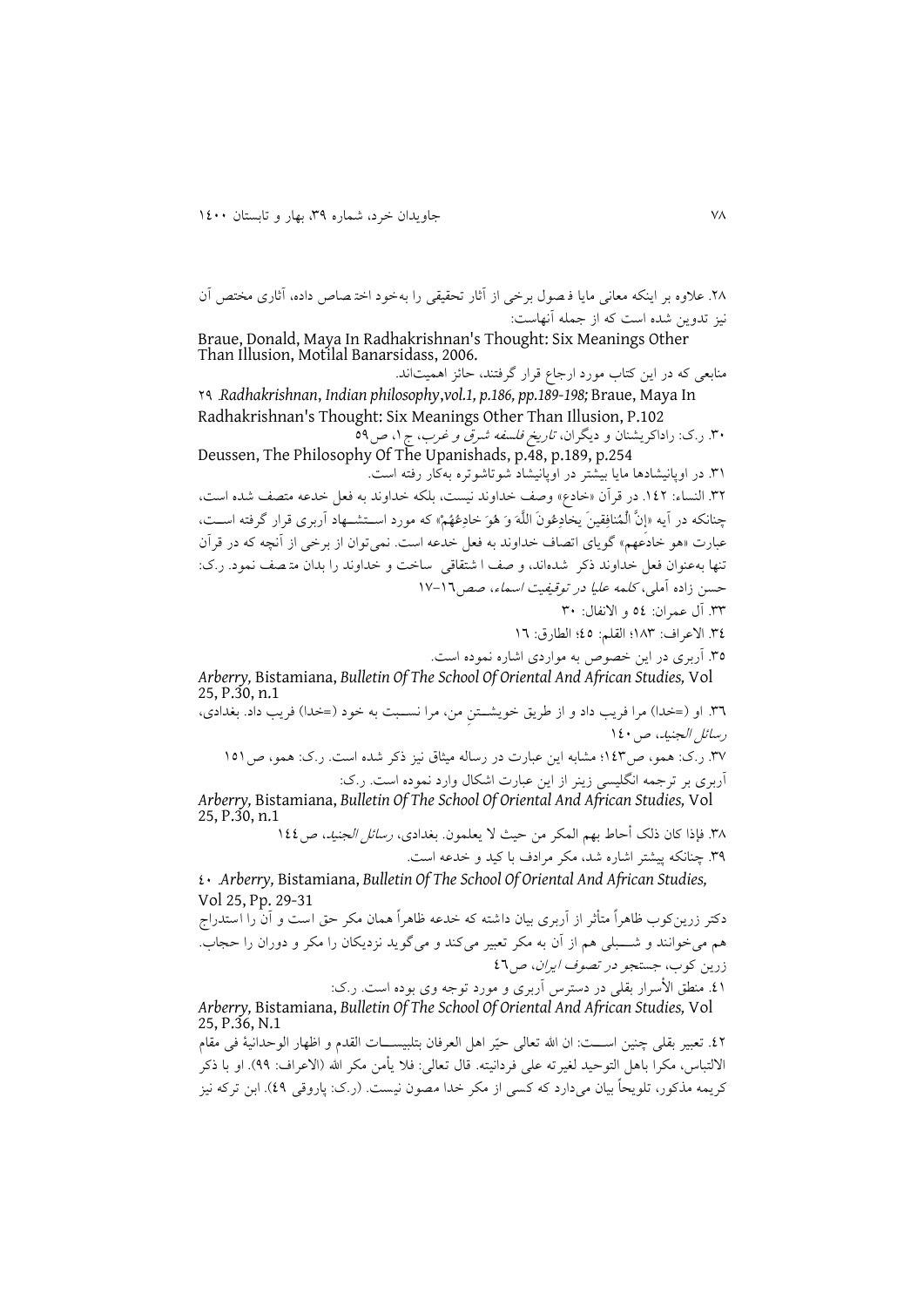۲۸. علاوه بر اینکه معانی مایا فصول برخی از آثار تحقیقی را به‌خود اختصاص داده، آثاری مختص آن نیز تدوین شده است که از جمله آنهاست:

Braue, Donald, Maya In Radhakrishnan's Thought: Six Meanings Other Than Illusion, Motilal Banarsidass, 2006.

منابعی که در این کتاب مورد ارجاع قرار گرفتند، حائز اهمیت‌اند.

۲۹ .*Radhakrishnan, Indian philosophy,vol.1, p.186, pp.189-198;* Braue, Maya In Radhakrishnan's Thought: Six Meanings Other Than Illusion, P.102

۳۰. ر.ک: راداکریشنان و دیگران، *تاریخ فلسفه شرق و غرب*، ج۱، ص۵۹

Deussen, The Philosophy Of The Upanishads, p.48, p.189, p.254

۳۱. در اوپانیشادها مایا بیشتر در اوپانیشاد شوتاشوتره به‌کار رفته است.

۳۲. النساء: ۱۴۲. در قرآن «خادع» وصف خداوند نیست، بلکه خداوند به فعل خدعه متصف شده است، چنانکه در آیه «إِنَّ الْمُنافِقِينَ يخادِعُونَ اللَّهَ وَ هُوَ خادِعُهُمْ» که مورد استشهاد آربری قرار گرفته است، عبارت «هو خادعهم» گویای اتصاف خداوند به فعل خدعه است. نمی‌توان از برخی از آنچه که در قرآن تنها به‌عنوان فعل خداوند ذکر شده‌اند، وصف اشتقاقی ساخت و خداوند را بدان متصف نمود. ر.ک: حسن زاده آملی، *کلمه علیا در توقیفیت اسماء*، صص۱۶-۱۷

۳۳. آل عمران: ۵۴ و الانفال: ۳۰

۳۴. الاعراف: ۱۸۳؛ القلم: ۴۵؛ الطارق: ۱۶

۳۵. آربری در این خصوص به مواردی اشاره نموده است.

*Arberry,* Bistamiana, *Bulletin Of The School Of Oriental And African Studies,* Vol 25, P.30, n.1

۳۶. او (=خدا) مرا فریب داد و از طریق خویشتنِ من، مرا نسبت به خود (=خدا) فریب داد. بغدادی، *رسائل الجنید*، ص۱۴۰

۳۷. ر.ک: همو، ص۱۴۳؛ مشابه این عبارت در رساله میثاق نیز ذکر شده است. ر.ک: همو، ص۱۵۱

آربری بر ترجمه انگلیسی زینر از این عبارت اشکال وارد نموده است. ر.ک:

*Arberry,* Bistamiana, *Bulletin Of The School Of Oriental And African Studies,* Vol 25, P.30, n.1

۳۸. فإذا کان ذلک أحاط بهم المکر من حیث لا یعلمون. بغدادی، *رسائل الجنید*، ص۱۴۴

۳۹. چنانکه پیشتر اشاره شد، مکر مرادف با کید و خدعه است.

۴۰ .*Arberry,* Bistamiana, *Bulletin Of The School Of Oriental And African Studies,* Vol 25, Pp. 29-31

دکتر زرین‌کوب ظاهراً متأثر از آربری بیان داشته که خدعه ظاهراً همان مکر حق است و آن را استدراج هم می‌خوانند و شبلی هم از آن به مکر تعبیر می‌کند و می‌گوید نزدیکان را مکر و دوران را حجاب. زرین کوب، *جستجو در تصوف ایران*، ص۴۶

۴۱. منطق الأسرار بقلی در دسترس آربری و مورد توجه وی بوده است. ر.ک:

*Arberry,* Bistamiana, *Bulletin Of The School Of Oriental And African Studies,* Vol 25, P.36, N.1

۴۲. تعبیر بقلی چنین است: ان الله تعالی حیّر اهل العرفان بتلبیسات القدم و اظهار الوحدانیهٔ فی مقام الالتباس، مکرا باهل التوحید لغیرته علی فردانیته. قال تعالی: فلا یأمن مکر الله (الاعراف: ۹۹). او با ذکر کریمه مذکور، تلویحاً بیان می‌دارد که کسی از مکر خدا مصون نیست. (ر.ک: پاروقی ۴۹). ابن ترکه نیز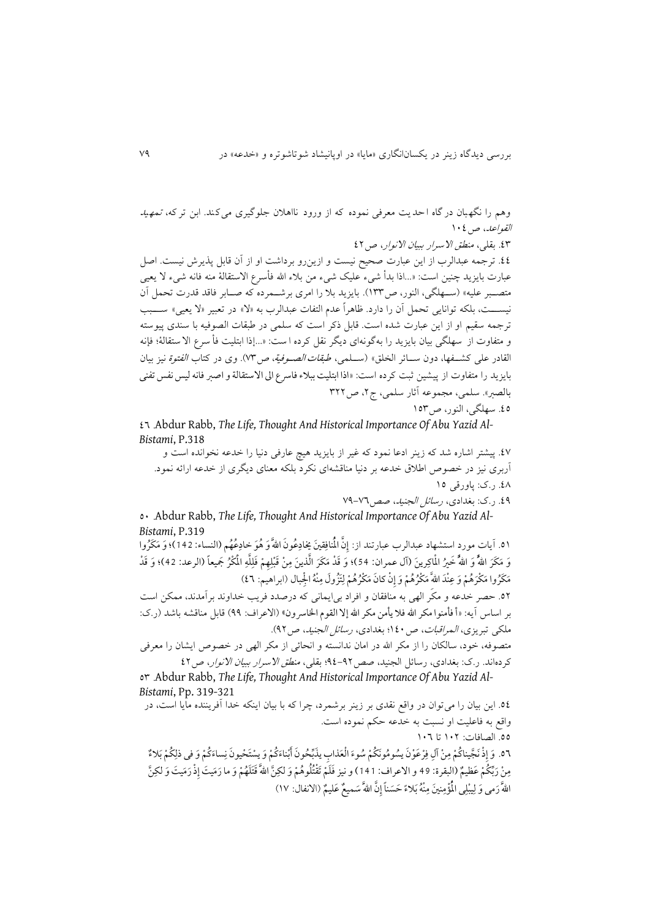وهم را نگهبان درگاه احدیت معرفی نموده که از ورود نااهلان جلوگیری می‌کند. ابن ترکه، *تمهید القواعد*، ص ۱۰۴

۴۳. بقلی، *منطق الاسرار ببیان الانوار*، ص ۴۲

۴۴. ترجمه عبدالرب از این عبارت صحیح نیست و ازین‌رو برداشت او از آن قابل پذیرش نیست. اصل عبارت بایزید چنین است: «...اذا بدأ شیء علیک شیء من بلاء الله فأسرع الاستقالة منه فانه شیء لا یعیی متصبر علیه» (سهلگی، النور، ص۱۳۳). بایزید بلا را امری برشمرده که صابر فاقد قدرت تحمل آن نیست، بلکه توانایی تحمل آن را دارد. ظاهراً عدم التفات عبدالرب به «لا» در تعبیر «لا یعیی» سبب ترجمه سقیم او از این عبارت شده است. قابل ذکر است که سلمی در طبقات الصوفیه با سندی پیوسته و متفاوت از سهلگی بیان بایزید را به‌گونه‌ای دیگر نقل کرده است: «...إذا ابتلیت فأ سرع الا ستقالة؛ فإنه القادر علی کشفها، دون سائر الخلق» (سلمی، *طبقات الصوفیة*، ص۷۳). وی در کتاب *الفتوة* نیز بیان بایزید را متفاوت از پیشین ثبت کرده است: «اذا ابتلیت ببلاء فاسرع الی الاستقالة و اصبر فانه لیس نفس تفنی بالصبر». سلمی، مجموعه آثار سلمی، ج۲، ص۳۲۲

۴۵. سهلگی، النور، ص۱۵۳

۴۶. Abdur Rabb, *The Life, Thought And Historical Importance Of Abu Yazid Al-Bistami*, P.318

۴۷. پیشتر اشاره شد که زینر ادعا نمود که غیر از بایزید هیچ عارفی دنیا را خدعه نخوانده است و آربری نیز در خصوص اطلاق خدعه بر دنیا مناقشه‌ای نکرد بلکه معنای دیگری از خدعه ارائه نمود.

۴۸. ر.ک: پاورقی ۱۵

۴۹. ر.ک: بغدادی، *رسائل الجنید*، صص۷۶-۷۹

۵۰. Abdur Rabb, *The Life, Thought And Historical Importance Of Abu Yazid Al-Bistami*, P.319

۵۱. آیات مورد استشهاد عبدالرب عبارتند از: إِنَّ الْمُنافِقينَ يُخادِعُونَ اللهَ وَ هُوَ خادِعُهُم (النساء: 142)؛ وَ مَكَرُوا وَ مَكَرَ اللهُ وَ اللهُ خَيْرُ الْماكِرينَ (آل عمران: 54)؛ وَ قَدْ مَكَرَ الَّذينَ مِنْ قَبْلِهِمْ فَلِلَّهِ الْمَكْرُ جَميعاً (الرعد: 42)؛ وَ قَدْ مَكَرُوا مَكْرَهُمْ وَ عِنْدَ اللهِ مَكْرُهُمْ وَ إِنْ كانَ مَكْرُهُمْ لِتَزُولَ مِنْهُ الْجِبال (ابراهیم: ۴۶)

۵۲. حصر خدعه و مکر الهی به منافقان و افراد بی‌ایمانی که درصدد فریب خداوند برآمدند، ممکن است بر اساس آیه: «أ فأمنوا مکر الله فلا یأمن مکر الله إلا القوم الخاسرون» (الاعراف: ۹۹) قابل مناقشه باشد (ر.ک: ملکی تبریزی، *المراقبات*، ص ۱۴۰؛ بغدادی، *رسائل الجنید*، ص۹۲).

متصوفه، خود، سالکان را از مکر الله در امان ندانسته و انحائی از مکر الهی در خصوص ایشان را معرفی کرده‌اند. ر.ک: بغدادی، رسائل الجنید، صص۹۲-۹۴؛ بقلی، *منطق الاسرار ببیان الانوار*، ص ۴۲

۵۳. Abdur Rabb, *The Life, Thought And Historical Importance Of Abu Yazid Al-Bistami*, Pp. 319-321

۵۴. این بیان را می‌توان در واقع نقدی بر زینر برشمرد، چرا که با بیان اینکه خدا آفریننده مایا است، در واقع به فاعلیت او نسبت به خدعه حکم نموده است.

۵۵. الصافات: ۱۰۲ تا ۱۰۶

۵۶. وَ إِذْ نَجَّيْناكُمْ مِنْ آلِ فِرْعَوْنَ يَسُومُونَكُمْ سُوءَ الْعَذابِ يُذَبِّحُونَ أَبْناءَكُمْ وَ يَسْتَحْيُونَ نِساءَكُمْ وَ في ذلِكُمْ بَلاءٌ مِنْ رَبِّكُمْ عَظيمٌ (البقرة: 49 و الاعراف: 141) و نیز فَلَمْ تَقْتُلُوهُمْ وَ لكِنَّ اللهَ قَتَلَهُمْ وَ ما رَمَيْتَ إِذْ رَمَيْتَ وَ لكِنَّ اللهَ رَمى وَ لِيُبْلِيَ الْمُؤْمِنينَ مِنْهُ بَلاءً حَسَناً إِنَّ اللهَ سَميعٌ عَليمٌ (الانفال: ۱۷)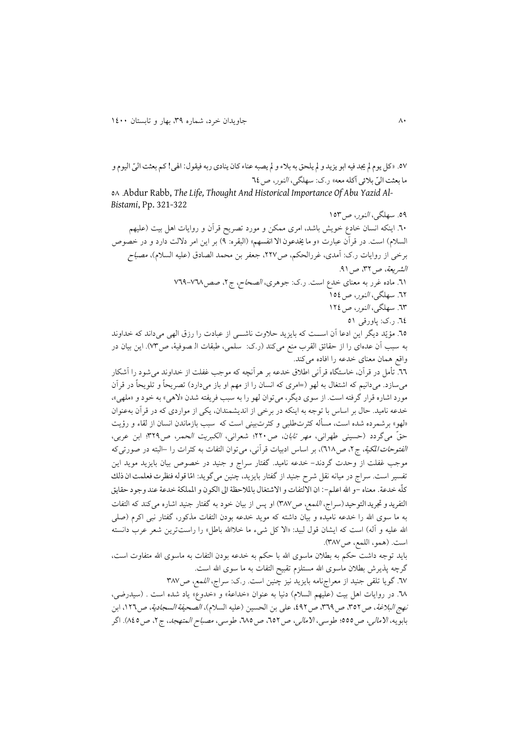٥٧. «کل یوم لم یجد فیه ابو یزید و لم یلحق به بلاء و لم یصبه عناء کان ینادی ربه فیقول: الهی! کم بعثت الیّ الیوم و ما بعثت الیّ بلائی آکله معه» ر.ک: سهلگی، *النور*، ص٦٤

٥٨. Abdur Rabb, *The Life, Thought And Historical Importance Of Abu Yazid Al-Bistami*, Pp. 321-322

٥٩. سهلگی، *النور*، ص١٥٣

٦٠. اینکه انسان خادع خویش باشد، امری ممکن و مورد تصریح قرآن و روایات اهل بیت (علیهم السلام) است. در قرآن عبارت «و ما یخدعون الا انفسهم» (البقره: ٩) بر این امر دلالت دارد و در خصوص برخی از روایات ر.ک: آمدی، غررالحکم، ص٢٢٧، جعفر بن محمد الصادق (علیه السلام)، *مصباح الشریعة*، ص٣٢، ص٩١.

٦١. ماده غرر به معنای خدع است. ر.ک: جوهری، *الصحاح*، ج٢، صص٧٦٨-٧٦٩

٦٢. سهلگی، *النور*، ص١٥٤

٦٣. سهلگی، *النور*، ص١٢٤

٦٤. ر.ک: پاورقی ٥١

٦٥. مؤیّد دیگر این ادعا آن اســت که بایزید حلاوت ناشــی از عبادت را رزق الهی می‌داند که خداوند به سبب آن عده‌ای را از حقائق القرب منع می‌کند (ر.ک: سلمی، طبقات الـ صوفیة، ص٧٣). این بیان در واقع همان معنای خدعه را افاده می‌کند.

٦٦. تأمل در قرآن، خاستگاه قرآنی اطلاق خدعه بر هرآنچه که موجب غفلت از خداوند می‌شود را آشکار می‌سازد. می‌دانیم که اشتغال به لهو (=امری که انسان را از مهم او باز می‌دارد) تصریحاً و تلویحاً در قرآن مورد اشاره قرار گرفته است. از سوی دیگر، می‌توان لهو را به سبب فریفته شدن «لاهی» به خود و «ملهی»، خدعه نامید. حال بر اساس با توجه به اینکه در برخی از اندیشمندان، یکی از مواردی که در قرآن به‌عنوان «لهو» برشمرده شده است، مسأله کثرت‌طلبی و کثرت‌بینی است که سبب بازماندن انسان از لقاء و رؤیت حقّ می‌گردد (حسینی طهرانی، *مهر تابان*، ص٢٢٠؛ شعرانی، *الکبریت الحمر*، ص٣٢٩؛ ابن عربی، *الفتوحات المکیة*، ج٢، ص٦١٨)، بر اساس ادبیات قرآنی، می‌توان التفات به کثرات را -البته در صورتی‌که موجب غفلت از وحدت گردند- خدعه نامید. گفتار سراج و جنید در خصوص بیان بایزید موید این تفسیر است. سراج در میانه نقل شرح جنید از گفتار بایزید، چنین می‌گوید: امّا قوله فنظرت فعلمت ان ذلك کلّه خدعة. معناه -و الله اعلم-: ان الالتفات و الاشتغال بالملاحظة الی الکون و المملکة خدعة عند وجود حقایق التفرید و تجرید التوحید (سراج، *اللمع*، ص٣٨٧) او پس از بیان خود به گفتار جنید اشاره می‌کند که التفات به ما سوی الله را خدعه نامیده و بیان داشته که موید خدعه بودن التفات مذکور، گفتار نبی اکرم (صلی الله علیه و آله) است که ایشان قول لبید: «الا کل شیء ما خلاالله باطل» را راست‌ترین شعر عرب دانسته است. (همو، اللمع، ص٣٨٧).

باید توجه داشت حکم به بطلان ماسوی الله با حکم به خدعه بودن التفات به ماسوی الله متفاوت است، گرچه پذیرش بطلان ماسوی الله مستلزم تقبیح التفات به ما سوی الله است.

٦٧. گویا تلقی جنید از معراج‌نامه بایزید نیز چنین است. ر.ک: سراج، *اللمع*، ص٣٨٧

٦٨. در روایات اهل بیت (علیهم السلام) دنیا به عنوان «خداعة» و «خدوع» یاد شده است . (سیدرضی، *نهج البلاغة*، ص٣٥٢، ص٣٦٩، ص٤٩٢، علی بن الحسین (علیه السلام)، *الصحیفة السجادیة*، ص١٢٦، ابن بابویه، *الامالی*، ص٥٥٥؛ طوسی، *الامالی*، ص٦٥٢، ص٦٨٥، طوسی، *مصباح المتهجد*، ج٢، ص٨٤٥). اگر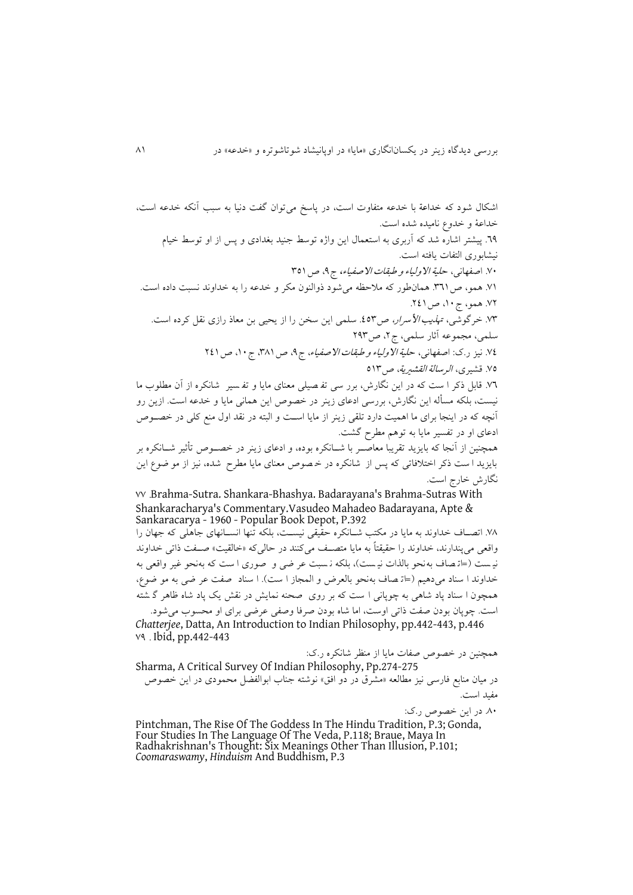اشکال شود که خداعة با خدعه متفاوت است، در پاسخ می‌توان گفت دنیا به سبب آنکه خدعه است، خداعة و خدوع نامیده شده است.

٦٩. پیشتر اشاره شد که آربری به استعمال این واژه توسط جنید بغدادی و پس از او توسط خیام نیشابوری التفات یافته است.

٧٠. اصفهانی، *حلیة الاولیاء و طبقات الاصفیاء*، ج٩، ص ٣٥١

٧١. همو، ص٣٦١. همان‌طور که ملاحظه می‌شود ذوالنون مکر و خدعه را به خداوند نسبت داده است.

٧٢. همو، ج ١٠، ص ٢٤١.

٧٣. خرگوشی، *تهذیب الأسرار*، ص٤٥٣. سلمی این سخن را از یحیی بن معاذ رازی نقل کرده است. سلمی، مجموعه آثار سلمی، ج٢، ص٢٩٣

٧٤. نیز ر.ک: اصفهانی، *حلیة الاولیاء و طبقات الاصفیاء*، ج٩، ص ٣٨١، ج ١٠، ص ٢٤١

٧٥. قشیری، *الرسالة القشیریة*، ص٥١٣

٧٦. قابل ذکر است که در این نگارش، بررسی تفصیلی معنای مایا و تفسیر شانکره از آن مطلوب ما نیست، بلکه مسأله این نگارش، بررسی ادعای زینر در خصوص این همانی مایا و خدعه است. ازین رو آنچه که در اینجا برای ما اهمیت دارد تلقی زینر از مایا است و البته در نقد اول منع کلی در خصوص ادعای او در تفسیر مایا به توهم مطرح گشت.

همچنین از آنجا که بایزید تقریبا معاصر با شانکره بوده، و ادعای زینر در خصوص تأثیر شانکره بر بایزید است ذکر اختلافاتی که پس از شانکره در خصوص معنای مایا مطرح شده، نیز از موضوع این نگارش خارج است.

٧٧. Brahma-Sutra. Shankara-Bhashya. Badarayana's Brahma-Sutras With Shankaracharya's Commentary.Vasudeo Mahadeo Badarayana, Apte & Sankaracarya - 1960 - Popular Book Depot, P.392

٧٨. اتصاف خداوند به مایا در مکتب شانکره حقیقی نیست، بلکه تنها انسانهای جاهلی که جهان را واقعی می‌پندارند، خداوند را حقیقتاً به مایا متصف می‌کنند در حالی‌که «خالقیت» صفت ذاتی خداوند نیست (=اتصاف به‌نحو بالذات نیست)، بلکه نسبت عرضی و صوری است که به‌نحو غیر واقعی به خداوند اسناد می‌دهیم (=اتصاف به‌نحو بالعرض و المجاز است). اسناد صفت عرضی به موضوع، همچون اسناد پادشاهی به چوپانی است که بر روی صحنه نمایش در نقش یک پادشاه ظاهر گشته است. چوپان بودن صفت ذاتی اوست، اما شاه بودن صرفا وصفی عرضی برای او محسوب می‌شود.
*Chatterjee*, Datta, An Introduction to Indian Philosophy, pp.442-443, p.446

٧٩. Ibid, pp.442-443

همچنین در خصوص صفات مایا از منظر شانکره ر.ک:
Sharma, A Critical Survey Of Indian Philosophy, Pp.274-275
در میان منابع فارسی نیز مطالعه «مشرق در دو افق» نوشته جناب ابوالفضل محمودی در این خصوص مفید است.

٨٠. در این خصوص ر.ک:
Pintchman, The Rise Of The Goddess In The Hindu Tradition, P.3; Gonda, Four Studies In The Language Of The Veda, P.118; Braue, Maya In Radhakrishnan's Thought: Six Meanings Other Than Illusion, P.101; *Coomaraswamy*, *Hinduism* And Buddhism, P.3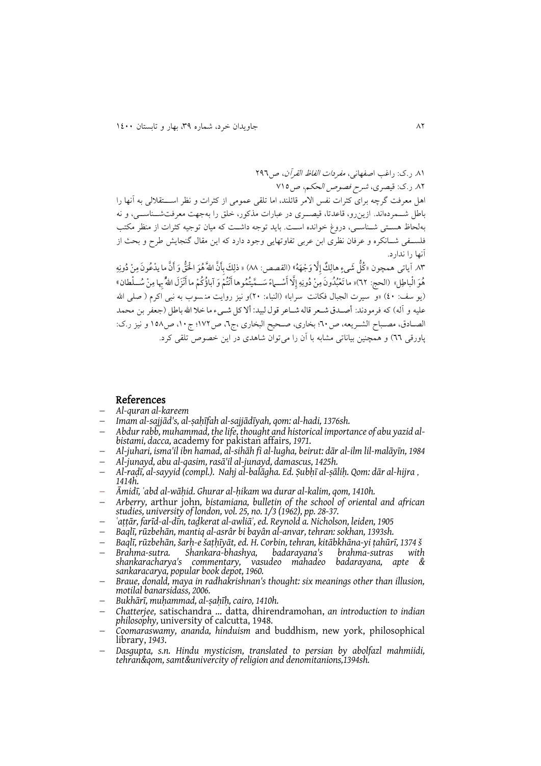۸۱. ر.ک: راغب اصفهانی، *مفردات الفاظ القرآن*، ص۲۹٦

۸۲. ر.ک: قیصری، *شرح فصوص الحکم*، ص۷۱۵

اهل معرفت گرچه برای کثرات نفس الامر قائلند، اما تلقی عمومی از کثرات و نظر استقلالی به آنها را باطل شمرده‌اند. ازین‌رو، قاعدتا، قیصری در عبارات مذکور، خلق را به‌جهت معرفت‌شناسی، و نه به‌لحاظ هستی شناسی، دروغ خوانده است. باید توجه داشت که میان توجیه کثرات از منظر مکتب فلسفی شانکره و عرفان نظری ابن عربی تفاوتهایی وجود دارد که این مقال گنجایش طرح و بحث از آنها را ندارد.

۸۳. آیاتی همچون «كُلُّ شَيءٍ هالِكٌ إِلَّا وَجْهَهُ» (القصص: ۸۸) « ذلِكَ بِأَنَّ اللهَ هُوَ الْحَقُّ وَ أَنَّ ما يدْعُونَ مِنْ دُونِهِ هُوَ الْباطِلِ» (الحج: ٦۲)« ما تَعْبُدُونَ مِنْ دُونِهِ إِلَّا أَسْماءً سَمَّيْتُمُوها أَنْتُمْ وَ آباؤُكُمْ ما أَنْزَلَ اللهُ بِها مِنْ سُلْطان» (یوسف: ٤۰) «و سیرت الجبال فکانت سرابا» (النباء: ۲۰)و نیز روایت منسوب به نبی اکرم ( صلی الله علیه و آله) که فرمودند: أصدق شعر قاله شاعر قول لبید: ألا کل شیء ما خلا الله باطل (جعفر بن محمد الصادق، مصباح الشریعه، ص٦۰؛ بخاری، صحیح البخاری ،ج٦، ص۱۷۲؛ ج ۱۰، ص۱۵۸ و نیز ر.ک: پاورقی ٦٦) و همچنین بیاناتی مشابه با آن را می‌توان شاهدی در این خصوص تلقی کرد.

## References

- *Al-quran al-kareem*
- *Imam al-sajjād's, al-ṣaḥīfah al-sajjādīyah, qom: al-hadi, 1376sh.*
- *Abdur rabb, muhammad, the life, thought and historical importance of abu yazid al-bistami, dacca,* academy for pakistan affairs, *1971.*
- *Al-juhari, isma'il ibn hamad, al-sihāh fi al-lugha, beirut: dār al-ilm lil-malāyīn, 1984*
- *Al-junayd, abu al-qasim, rasā'il al-junayd, damascus, 1425h.*
- *Al-raḍī, al-sayyid (compl.). Nahj al-balāgha. Ed. Ṣubḥī al-ṣāliḥ. Qom: dār al-hijra , 1414h.*
- *Āmidī, ʿabd al-wāḥid. Ghurar al-ḥikam wa durar al-kalim, qom, 1410h.*
- *Arberry,* arthur john, *bistamiana, bulletin of the school of oriental and african studies, university of london, vol. 25, no. 1/3 (1962), pp. 28-37.*
- *ʿaṭṭār, farīd-al-dīn, taḏkerat al-awliāʾ, ed. Reynold a. Nicholson, leiden, 1905*
- *Baqlī, rūzbehān, mantiq al-asrâr bi bayân al-anvar, tehran: sokhan, 1393sh.*
- *Baqlī, rūzbehān, šarḥ-e šaṭḥīyāt, ed. H. Corbin, tehran, kitābkhāna-yi ṭahūrī, 1374 š*
- *Brahma-sutra. Shankara-bhashya, badarayana's brahma-sutras with shankaracharya's commentary, vasudeo mahadeo badarayana, apte & sankaracarya, popular book depot, 1960.*
- *Braue, donald, maya in radhakrishnan's thought: six meanings other than illusion, motilal banarsidass, 2006.*
- *Bukhārī, muḥammad, al-ṣaḥīḥ, cairo, 1410h.*
- *Chatterjee,* satischandra ... datta, dhirendramohan, *an introduction to indian philosophy,* university of calcutta, 1948.
- *Coomaraswamy, ananda, hinduism* and buddhism, new york, philosophical library, *1943.*
- *Dasgupta, s.n. Hindu mysticism, translated to persian by abolfazl mahmiidi, tehran&qom, samt&univercity of religion and denomitanions,1394sh.*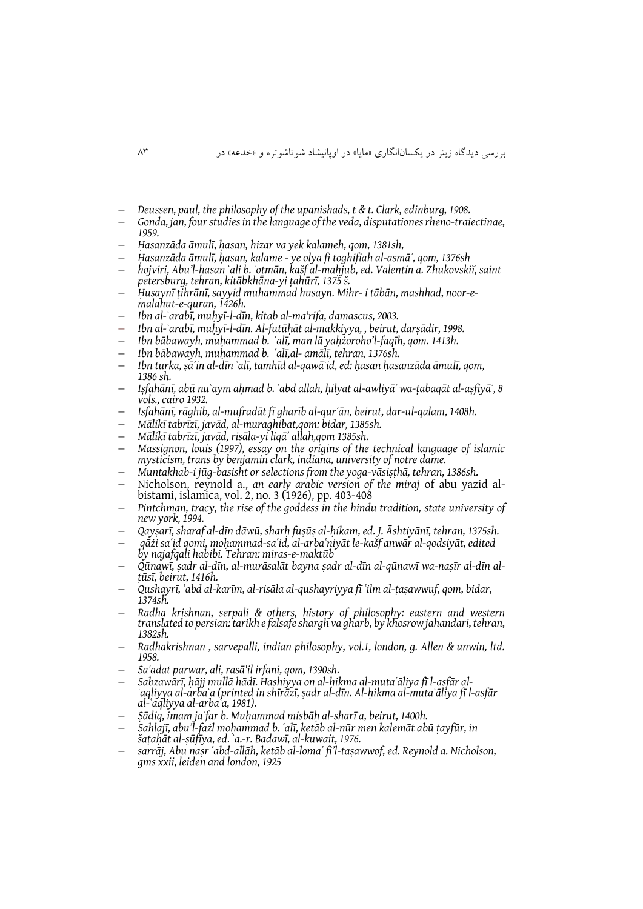- *Deussen, paul, the philosophy of the upanishads, t & t. Clark, edinburg, 1908.*
- *Gonda, jan, four studies in the language of the veda, disputationes rheno-traiectinae, 1959.*
- *Ḥasanzāda āmulī, ḥasan, hizar va yek kalameh, qom, 1381sh,*
- *Ḥasanzāda āmulī, ḥasan, kalame - ye olya fi toghifiah al-asmāʾ, qom, 1376sh*
- *hojviri, Abu'l-hasan ʿali b. ʿoṯmān, kašf al-mahjub, ed. Valentin a. Zhukovskiĭ, saint petersburg, tehran, kitābkhāna-yi ṭahūrī, 1375 š.*
- *Ḥusaynī ṭihrānī, sayyid muhammad husayn. Mihr- i tābān, mashhad, noor-e-malahut-e-quran, 1426h.*
- *Ibn al-ʿarabī, muḥyī-l-dīn, kitab al-ma'rifa, damascus, 2003.*
- *Ibn al-ʿarabī, muḥyī-l-dīn. Al-futūḥāt al-makkiyya, , beirut, darṣādir, 1998.*
- *Ibn bābawayh, muḥammad b. ʿalī, man lā yaḥżoroho'l-faqīh, qom. 1413h.*
- *Ibn bābawayh, muḥammad b. ʿalī,al- amālī, tehran, 1376sh.*
- *Ibn turka, ṣāʾin al-dīn ʿalī, tamhīd al-qawāʿid, ed: ḥasan ḥasanzāda āmulī, qom, 1386 sh.*
- *Iṣfahānī, abū nuʿaym aḥmad b. ʿabd allah, ḥilyat al-awliyāʾ wa-ṭabaqāt al-aṣfiyāʾ, 8 vols., cairo 1932.*
- *Isfahānī, rāghib, al-mufradāt fī gharīb al-qurʾān, beirut, dar-ul-qalam, 1408h.*
- *Mālikī tabrīzī, javād, al-muraghibat,qom: bidar, 1385sh.*
- *Mālikī tabrīzī, javād, risāla-yi liqāʾ allah,qom 1385sh.*
- *Massignon, louis (1997), essay on the origins of the technical language of islamic mysticism, trans by benjamin clark, indiana, university of notre dame.*
- *Muntakhab-i jūg-basisht or selections from the yoga-vāsiṣṭhā, tehran, 1386sh.*
- Nicholson, reynold a., *an early arabic version of the miraj* of abu yazid al-bistami, islamica, vol. 2, no. 3 (1926), pp. 403-408
- *Pintchman, tracy, the rise of the goddess in the hindu tradition, state university of new york, 1994.*
- *Qayṣarī, sharaf al-dīn dāwū, sharḥ fuṣūṣ al-ḥikam, ed. J. Āshtiyānī, tehran, 1375sh.*
- *qāżi saʿid qomi, moḥammad-saʿid, al-arbaʿniyāt le-kašf anwār al-qodsiyāt, edited by najafqali habibi. Tehran: miras-e-maktūb*
- *Qūnawī, ṣadr al-dīn, al-murāsalāt bayna ṣadr al-dīn al-qūnawī wa-naṣīr al-dīn al-ṭūsī, beirut, 1416h.*
- *Qushayrī, ʿabd al-karīm, al-risāla al-qushayriyya fī ʿilm al-ṭaṣawwuf, qom, bidar, 1374sh.*
- *Radha krishnan, serpali & others, history of philosophy: eastern and western translated to persian: tarikh e falsafe shargh va gharb, by khosrow jahandari, tehran, 1382sh.*
- *Radhakrishnan , sarvepalli, indian philosophy, vol.1, london, g. Allen & unwin, ltd. 1958.*
- *Sa'adat parwar, ali, rasā'il irfani, qom, 1390sh.*
- *Sabzawārī, ḥājj mullā hādī. Hashiyya on al-ḥikma al-mutaʿāliya fī l-asfār al-ʿaqliyya al-arbaʿa (printed in shīrāzī, ṣadr al-dīn. Al-ḥikma al-mutaʿāliya fī l-asfār al-ʿaqliyya al-arbaʿa, 1981).*
- *Ṣādiq, imam jaʿfar b. Muḥammad misbāḥ al-sharīʿa, beirut, 1400h.*
- *Sahlajī, abu'l-fażl moḥammad b. ʿalī, ketāb al-nūr men kalemāt abū ṭayfūr, in šaṭaḥāt al-ṣūfiya, ed. ʿa.-r. Badawī, al-kuwait, 1976.*
- *sarrāj, Abu naṣr ʿabd-allāh, ketāb al-lomaʿ fi'l-taṣawwof, ed. Reynold a. Nicholson, gms xxii, leiden and london, 1925*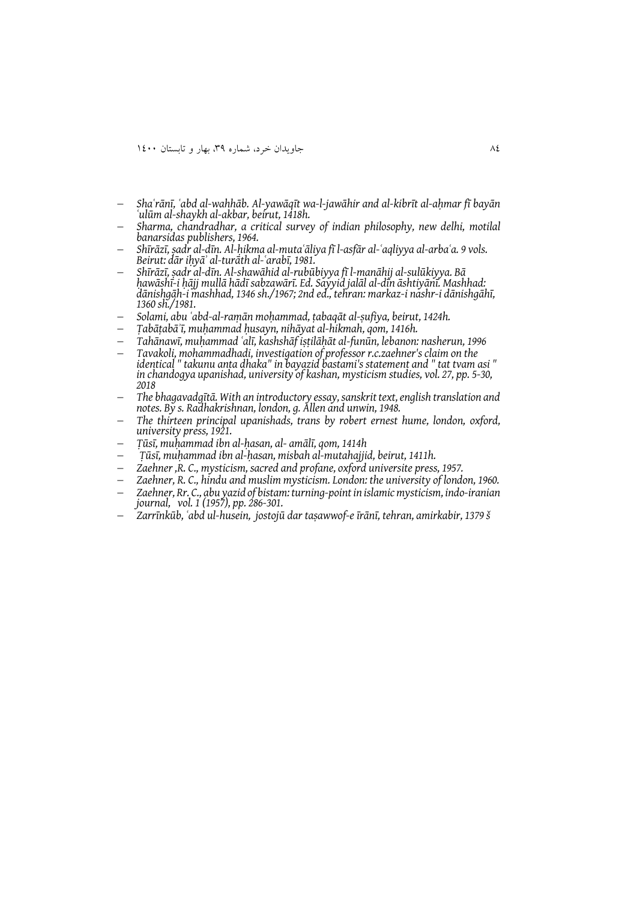- *Shaʿrānī, ʿabd al-wahhāb. Al-yawāqīt wa-l-jawāhir and al-kibrīt al-aḥmar fī bayān ʿulūm al-shaykh al-akbar, beirut, 1418h.*
- *Sharma, chandradhar, a critical survey of indian philosophy, new delhi, motilal banarsidas publishers, 1964.*
- *Shīrāzī, ṣadr al-dīn. Al-ḥikma al-mutaʿāliya fī l-asfār al-ʿaqliyya al-arbaʿa. 9 vols. Beirut: dār iḥyāʾ al-turāth al-ʿarabī, 1981.*
- *Shīrāzī, ṣadr al-dīn. Al-shawāhid al-rubūbiyya fī l-manāhij al-sulūkiyya. Bā ḥawāshī-i ḥājj mullā hādī sabzawārī. Ed. Sayyid jalāl al-dīn āshtiyānī. Mashhad: dānishgāh-i mashhad, 1346 sh./1967; 2nd ed., tehran: markaz-i nashr-i dānishgāhī, 1360 sh./1981.*
- *Solami, abu ʿabd-al-raṃān moḥammad, ṭabaqāt al-ṣufiya, beirut, 1424h.*
- *Ṭabāṭabāʾī, muḥammad ḥusayn, nihāyat al-hikmah, qom, 1416h.*
- *Tahānawī, muḥammad ʿalī, kashshāf iṣṭilāḥāt al-funūn, lebanon: nasherun, 1996*
- *Tavakoli, mohammadhadi, investigation of professor r.c.zaehner's claim on the identical " takunu anta dhaka" in bayazid bastami's statement and " tat tvam asi " in chandogya upanishad, university of kashan, mysticism studies, vol. 27, pp. 5-30, 2018*
- *The bhagavadgītā. With an introductory essay, sanskrit text, english translation and notes. By s. Radhakrishnan, london, g. Allen and unwin, 1948.*
- *The thirteen principal upanishads, trans by robert ernest hume, london, oxford, university press, 1921.*
- *Ṭūsī, muḥammad ibn al-ḥasan, al- amālī, qom, 1414h*
- *Ṭūsī, muḥammad ibn al-ḥasan, misbah al-mutahajjid, beirut, 1411h.*
- *Zaehner ,R. C., mysticism, sacred and profane, oxford universite press, 1957.*
- *Zaehner, R. C., hindu and muslim mysticism. London: the university of london, 1960.*
- *Zaehner, Rr. C., abu yazid of bistam: turning-point in islamic mysticism, indo-iranian journal, vol. 1 (1957), pp. 286-301.*
- *Zarrīnkūb, ʿabd ul-husein, jostojū dar taṣawwof-e īrānī, tehran, amirkabir, 1379 š*